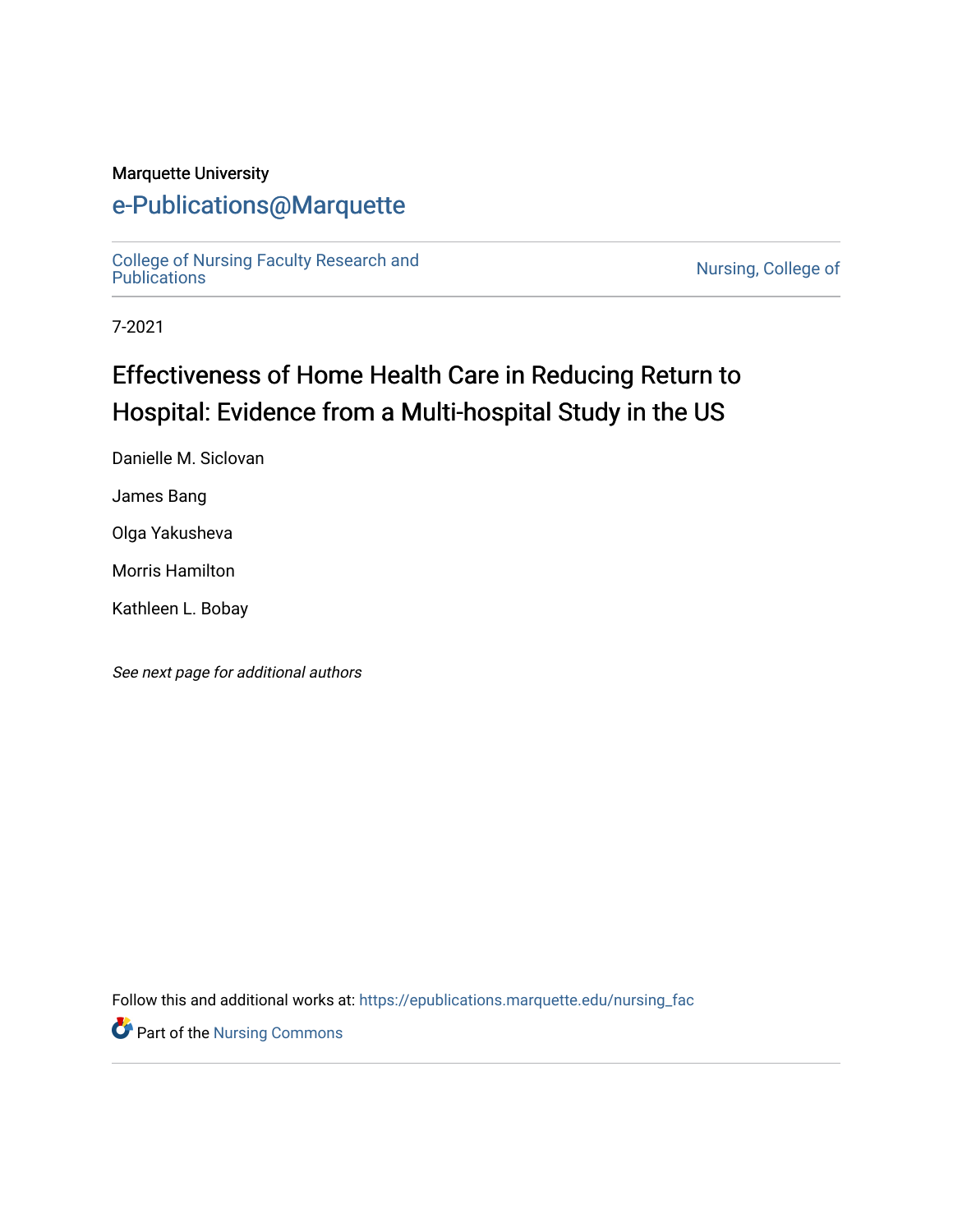Marquette University

# e-Publications@Marquette

College of Nursing Faculty Research and Publications

Nursing, College of

7-2021

# Effectiveness of Home Health Care in Reducing Return to Hospital: Evidence from a Multi-hospital Study in the US

Danielle M. Siclovan

James Bang

Olga Yakusheva

Morris Hamilton

Kathleen L. Bobay

*See next page for additional authors*

Follow this and additional works at: https://epublications.marquette.edu/nursing_fac

Part of the Nursing Commons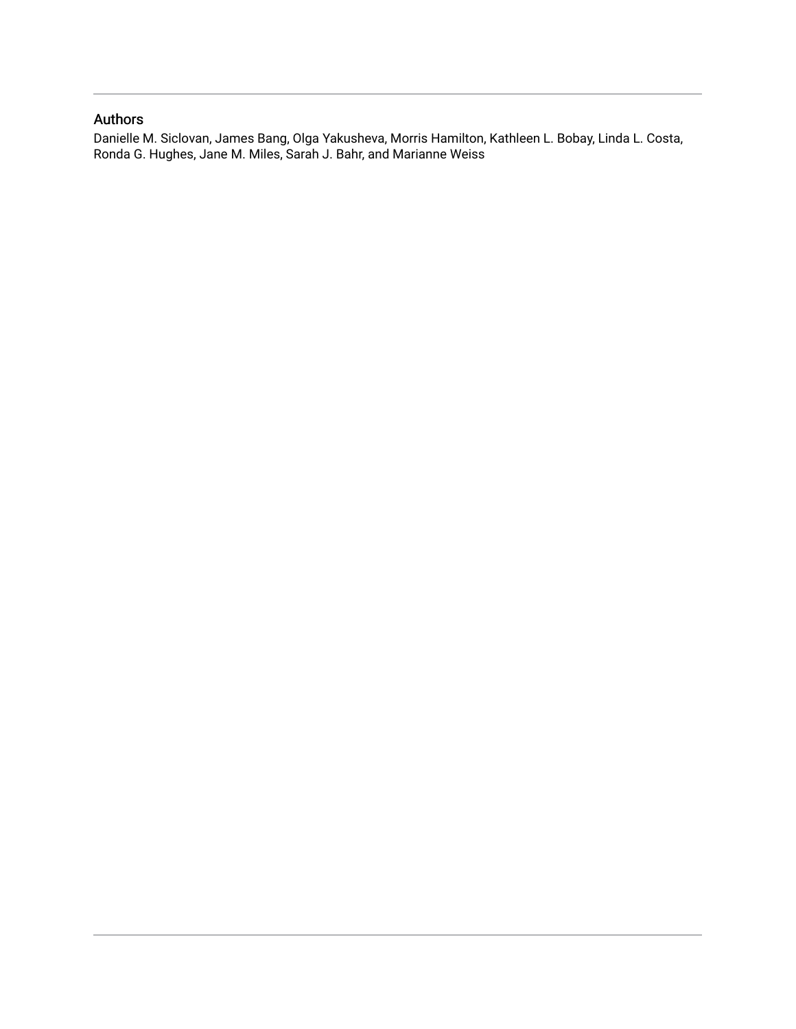## Authors

Danielle M. Siclovan, James Bang, Olga Yakusheva, Morris Hamilton, Kathleen L. Bobay, Linda L. Costa, Ronda G. Hughes, Jane M. Miles, Sarah J. Bahr, and Marianne Weiss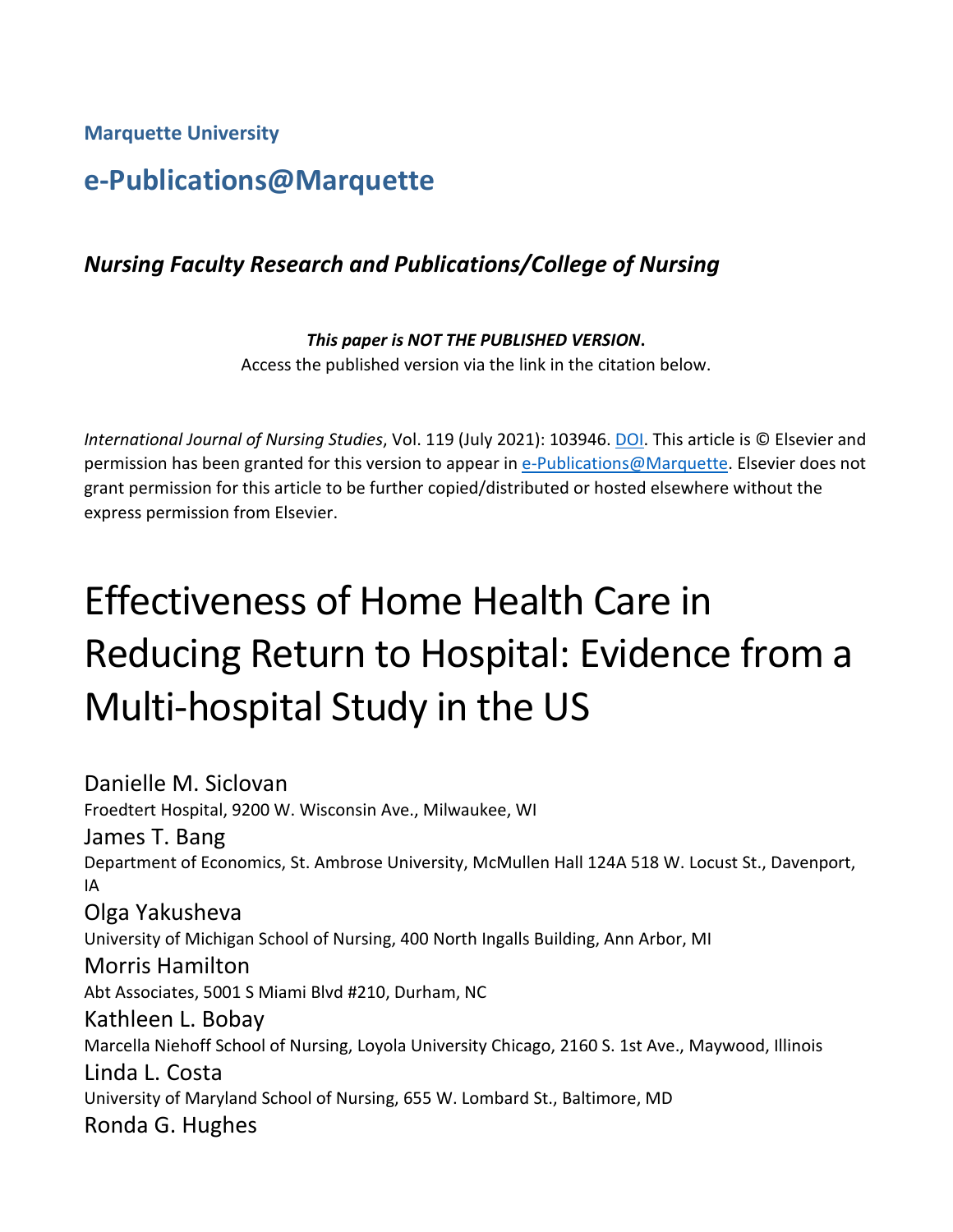**Marquette University**

## e-Publications@Marquette

### *Nursing Faculty Research and Publications/College of Nursing*

***This paper is NOT THE PUBLISHED VERSION*.**
Access the published version via the link in the citation below.

*International Journal of Nursing Studies*, Vol. 119 (July 2021): 103946. DOI. This article is © Elsevier and permission has been granted for this version to appear in e-Publications@Marquette. Elsevier does not grant permission for this article to be further copied/distributed or hosted elsewhere without the express permission from Elsevier.

# Effectiveness of Home Health Care in Reducing Return to Hospital: Evidence from a Multi-hospital Study in the US

Danielle M. Siclovan
Froedtert Hospital, 9200 W. Wisconsin Ave., Milwaukee, WI

James T. Bang
Department of Economics, St. Ambrose University, McMullen Hall 124A 518 W. Locust St., Davenport, IA

Olga Yakusheva
University of Michigan School of Nursing, 400 North Ingalls Building, Ann Arbor, MI

Morris Hamilton
Abt Associates, 5001 S Miami Blvd #210, Durham, NC

Kathleen L. Bobay
Marcella Niehoff School of Nursing, Loyola University Chicago, 2160 S. 1st Ave., Maywood, Illinois

Linda L. Costa
University of Maryland School of Nursing, 655 W. Lombard St., Baltimore, MD

Ronda G. Hughes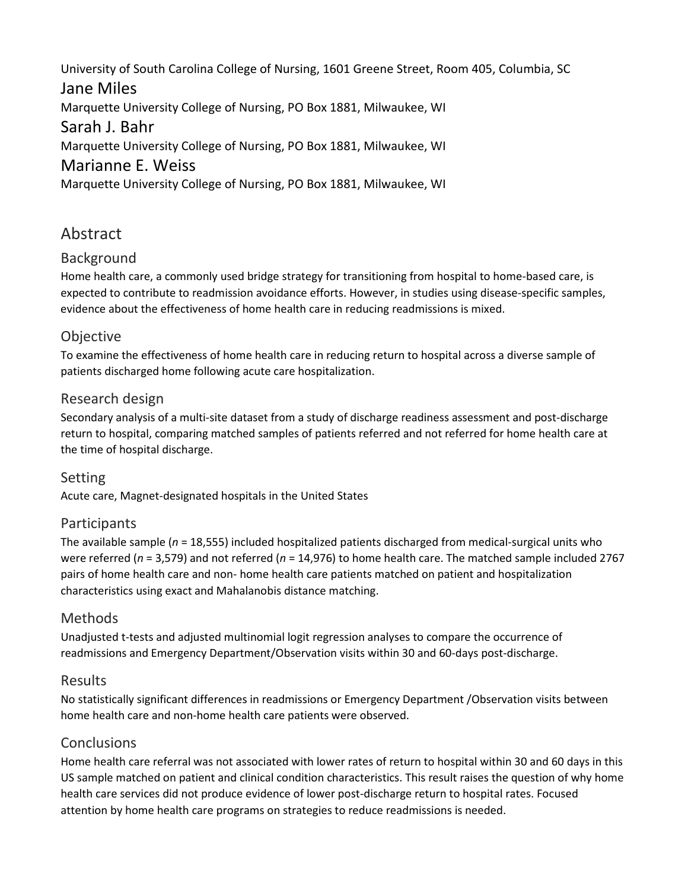University of South Carolina College of Nursing, 1601 Greene Street, Room 405, Columbia, SC

Jane Miles

Marquette University College of Nursing, PO Box 1881, Milwaukee, WI

Sarah J. Bahr

Marquette University College of Nursing, PO Box 1881, Milwaukee, WI

Marianne E. Weiss

Marquette University College of Nursing, PO Box 1881, Milwaukee, WI

# Abstract

## Background

Home health care, a commonly used bridge strategy for transitioning from hospital to home-based care, is expected to contribute to readmission avoidance efforts. However, in studies using disease-specific samples, evidence about the effectiveness of home health care in reducing readmissions is mixed.

## Objective

To examine the effectiveness of home health care in reducing return to hospital across a diverse sample of patients discharged home following acute care hospitalization.

## Research design

Secondary analysis of a multi-site dataset from a study of discharge readiness assessment and post-discharge return to hospital, comparing matched samples of patients referred and not referred for home health care at the time of hospital discharge.

## Setting

Acute care, Magnet-designated hospitals in the United States

## Participants

The available sample (*n* = 18,555) included hospitalized patients discharged from medical-surgical units who were referred (*n* = 3,579) and not referred (*n* = 14,976) to home health care. The matched sample included 2767 pairs of home health care and non- home health care patients matched on patient and hospitalization characteristics using exact and Mahalanobis distance matching.

## Methods

Unadjusted t-tests and adjusted multinomial logit regression analyses to compare the occurrence of readmissions and Emergency Department/Observation visits within 30 and 60-days post-discharge.

## Results

No statistically significant differences in readmissions or Emergency Department /Observation visits between home health care and non-home health care patients were observed.

## Conclusions

Home health care referral was not associated with lower rates of return to hospital within 30 and 60 days in this US sample matched on patient and clinical condition characteristics. This result raises the question of why home health care services did not produce evidence of lower post-discharge return to hospital rates. Focused attention by home health care programs on strategies to reduce readmissions is needed.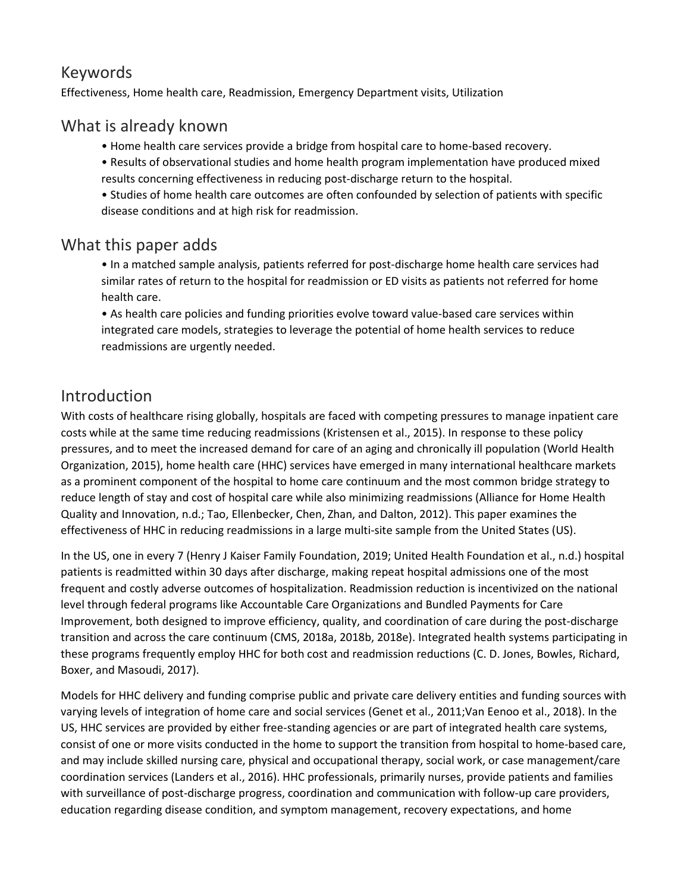## Keywords

Effectiveness, Home health care, Readmission, Emergency Department visits, Utilization

## What is already known

- Home health care services provide a bridge from hospital care to home-based recovery.
- Results of observational studies and home health program implementation have produced mixed results concerning effectiveness in reducing post-discharge return to the hospital.
- Studies of home health care outcomes are often confounded by selection of patients with specific disease conditions and at high risk for readmission.

## What this paper adds

- In a matched sample analysis, patients referred for post-discharge home health care services had similar rates of return to the hospital for readmission or ED visits as patients not referred for home health care.
- As health care policies and funding priorities evolve toward value-based care services within integrated care models, strategies to leverage the potential of home health services to reduce readmissions are urgently needed.

## Introduction

With costs of healthcare rising globally, hospitals are faced with competing pressures to manage inpatient care costs while at the same time reducing readmissions (Kristensen et al., 2015). In response to these policy pressures, and to meet the increased demand for care of an aging and chronically ill population (World Health Organization, 2015), home health care (HHC) services have emerged in many international healthcare markets as a prominent component of the hospital to home care continuum and the most common bridge strategy to reduce length of stay and cost of hospital care while also minimizing readmissions (Alliance for Home Health Quality and Innovation, n.d.; Tao, Ellenbecker, Chen, Zhan, and Dalton, 2012). This paper examines the effectiveness of HHC in reducing readmissions in a large multi-site sample from the United States (US).

In the US, one in every 7 (Henry J Kaiser Family Foundation, 2019; United Health Foundation et al., n.d.) hospital patients is readmitted within 30 days after discharge, making repeat hospital admissions one of the most frequent and costly adverse outcomes of hospitalization. Readmission reduction is incentivized on the national level through federal programs like Accountable Care Organizations and Bundled Payments for Care Improvement, both designed to improve efficiency, quality, and coordination of care during the post-discharge transition and across the care continuum (CMS, 2018a, 2018b, 2018e). Integrated health systems participating in these programs frequently employ HHC for both cost and readmission reductions (C. D. Jones, Bowles, Richard, Boxer, and Masoudi, 2017).

Models for HHC delivery and funding comprise public and private care delivery entities and funding sources with varying levels of integration of home care and social services (Genet et al., 2011;Van Eenoo et al., 2018). In the US, HHC services are provided by either free-standing agencies or are part of integrated health care systems, consist of one or more visits conducted in the home to support the transition from hospital to home-based care, and may include skilled nursing care, physical and occupational therapy, social work, or case management/care coordination services (Landers et al., 2016). HHC professionals, primarily nurses, provide patients and families with surveillance of post-discharge progress, coordination and communication with follow-up care providers, education regarding disease condition, and symptom management, recovery expectations, and home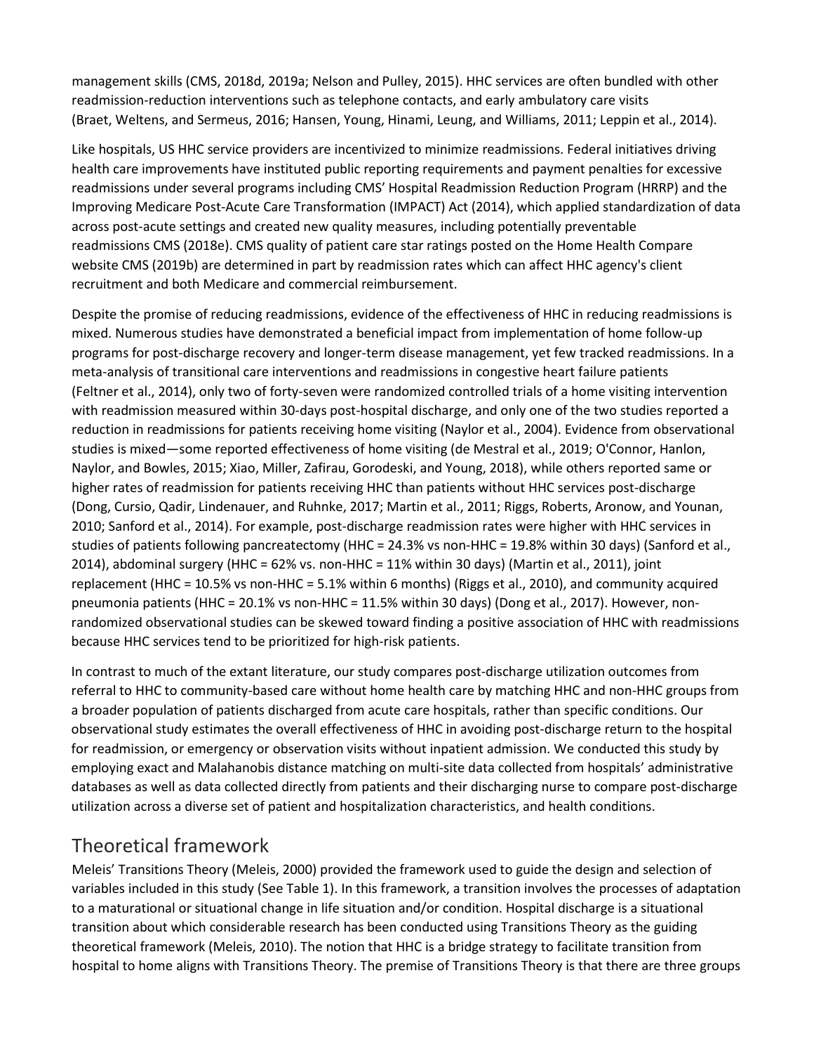management skills (CMS, 2018d, 2019a; Nelson and Pulley, 2015). HHC services are often bundled with other readmission-reduction interventions such as telephone contacts, and early ambulatory care visits (Braet, Weltens, and Sermeus, 2016; Hansen, Young, Hinami, Leung, and Williams, 2011; Leppin et al., 2014).

Like hospitals, US HHC service providers are incentivized to minimize readmissions. Federal initiatives driving health care improvements have instituted public reporting requirements and payment penalties for excessive readmissions under several programs including CMS' Hospital Readmission Reduction Program (HRRP) and the Improving Medicare Post-Acute Care Transformation (IMPACT) Act (2014), which applied standardization of data across post-acute settings and created new quality measures, including potentially preventable readmissions CMS (2018e). CMS quality of patient care star ratings posted on the Home Health Compare website CMS (2019b) are determined in part by readmission rates which can affect HHC agency's client recruitment and both Medicare and commercial reimbursement.

Despite the promise of reducing readmissions, evidence of the effectiveness of HHC in reducing readmissions is mixed. Numerous studies have demonstrated a beneficial impact from implementation of home follow-up programs for post-discharge recovery and longer-term disease management, yet few tracked readmissions. In a meta-analysis of transitional care interventions and readmissions in congestive heart failure patients (Feltner et al., 2014), only two of forty-seven were randomized controlled trials of a home visiting intervention with readmission measured within 30-days post-hospital discharge, and only one of the two studies reported a reduction in readmissions for patients receiving home visiting (Naylor et al., 2004). Evidence from observational studies is mixed—some reported effectiveness of home visiting (de Mestral et al., 2019; O'Connor, Hanlon, Naylor, and Bowles, 2015; Xiao, Miller, Zafirau, Gorodeski, and Young, 2018), while others reported same or higher rates of readmission for patients receiving HHC than patients without HHC services post-discharge (Dong, Cursio, Qadir, Lindenauer, and Ruhnke, 2017; Martin et al., 2011; Riggs, Roberts, Aronow, and Younan, 2010; Sanford et al., 2014). For example, post-discharge readmission rates were higher with HHC services in studies of patients following pancreatectomy (HHC = 24.3% vs non-HHC = 19.8% within 30 days) (Sanford et al., 2014), abdominal surgery (HHC = 62% vs. non-HHC = 11% within 30 days) (Martin et al., 2011), joint replacement (HHC = 10.5% vs non-HHC = 5.1% within 6 months) (Riggs et al., 2010), and community acquired pneumonia patients (HHC = 20.1% vs non-HHC = 11.5% within 30 days) (Dong et al., 2017). However, non-randomized observational studies can be skewed toward finding a positive association of HHC with readmissions because HHC services tend to be prioritized for high-risk patients.

In contrast to much of the extant literature, our study compares post-discharge utilization outcomes from referral to HHC to community-based care without home health care by matching HHC and non-HHC groups from a broader population of patients discharged from acute care hospitals, rather than specific conditions. Our observational study estimates the overall effectiveness of HHC in avoiding post-discharge return to the hospital for readmission, or emergency or observation visits without inpatient admission. We conducted this study by employing exact and Malahanobis distance matching on multi-site data collected from hospitals' administrative databases as well as data collected directly from patients and their discharging nurse to compare post-discharge utilization across a diverse set of patient and hospitalization characteristics, and health conditions.

## Theoretical framework

Meleis' Transitions Theory (Meleis, 2000) provided the framework used to guide the design and selection of variables included in this study (See Table 1). In this framework, a transition involves the processes of adaptation to a maturational or situational change in life situation and/or condition. Hospital discharge is a situational transition about which considerable research has been conducted using Transitions Theory as the guiding theoretical framework (Meleis, 2010). The notion that HHC is a bridge strategy to facilitate transition from hospital to home aligns with Transitions Theory. The premise of Transitions Theory is that there are three groups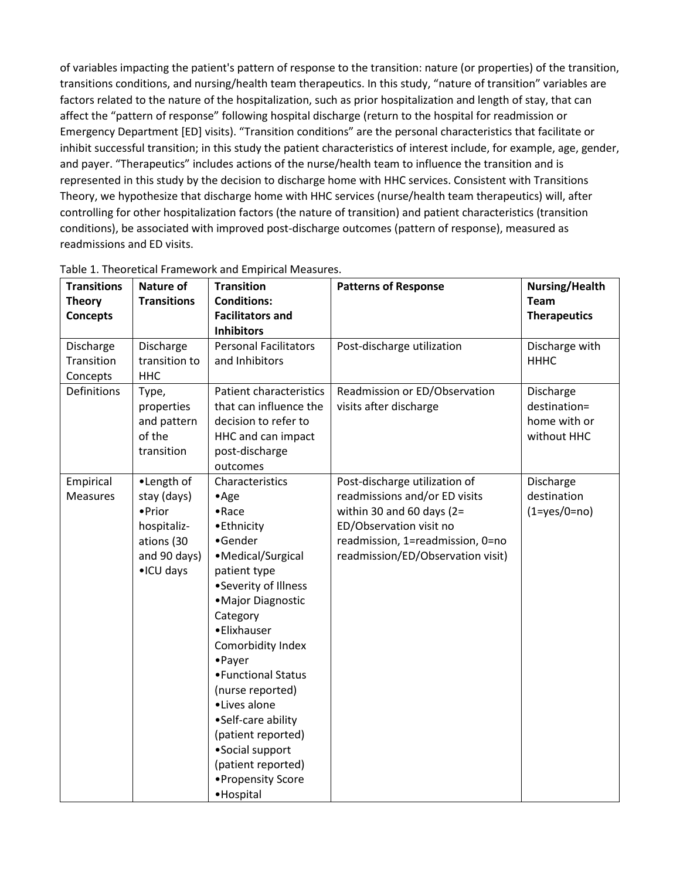of variables impacting the patient's pattern of response to the transition: nature (or properties) of the transition, transitions conditions, and nursing/health team therapeutics. In this study, "nature of transition" variables are factors related to the nature of the hospitalization, such as prior hospitalization and length of stay, that can affect the "pattern of response" following hospital discharge (return to the hospital for readmission or Emergency Department [ED] visits). "Transition conditions" are the personal characteristics that facilitate or inhibit successful transition; in this study the patient characteristics of interest include, for example, age, gender, and payer. "Therapeutics" includes actions of the nurse/health team to influence the transition and is represented in this study by the decision to discharge home with HHC services. Consistent with Transitions Theory, we hypothesize that discharge home with HHC services (nurse/health team therapeutics) will, after controlling for other hospitalization factors (the nature of transition) and patient characteristics (transition conditions), be associated with improved post-discharge outcomes (pattern of response), measured as readmissions and ED visits.

Table 1. Theoretical Framework and Empirical Measures.

| **Transitions Theory Concepts** | **Nature of Transitions** | **Transition Conditions: Facilitators and Inhibitors** | **Patterns of Response** | **Nursing/Health Team Therapeutics** |
|---|---|---|---|---|
| Discharge Transition Concepts | Discharge transition to HHC | Personal Facilitators and Inhibitors | Post-discharge utilization | Discharge with HHHC |
| Definitions | Type, properties and pattern of the transition | Patient characteristics that can influence the decision to refer to HHC and can impact post-discharge outcomes | Readmission or ED/Observation visits after discharge | Discharge destination= home with or without HHC |
| Empirical Measures | •Length of stay (days)<br>•Prior hospitalizations (30 and 90 days)<br>•ICU days | Characteristics<br>•Age<br>•Race<br>•Ethnicity<br>•Gender<br>•Medical/Surgical patient type<br>•Severity of Illness<br>•Major Diagnostic Category<br>•Elixhauser Comorbidity Index<br>•Payer<br>•Functional Status (nurse reported)<br>•Lives alone<br>•Self-care ability (patient reported)<br>•Social support (patient reported)<br>•Propensity Score<br>•Hospital | Post-discharge utilization of readmissions and/or ED visits within 30 and 60 days (2= ED/Observation visit no readmission, 1=readmission, 0=no readmission/ED/Observation visit) | Discharge destination (1=yes/0=no) |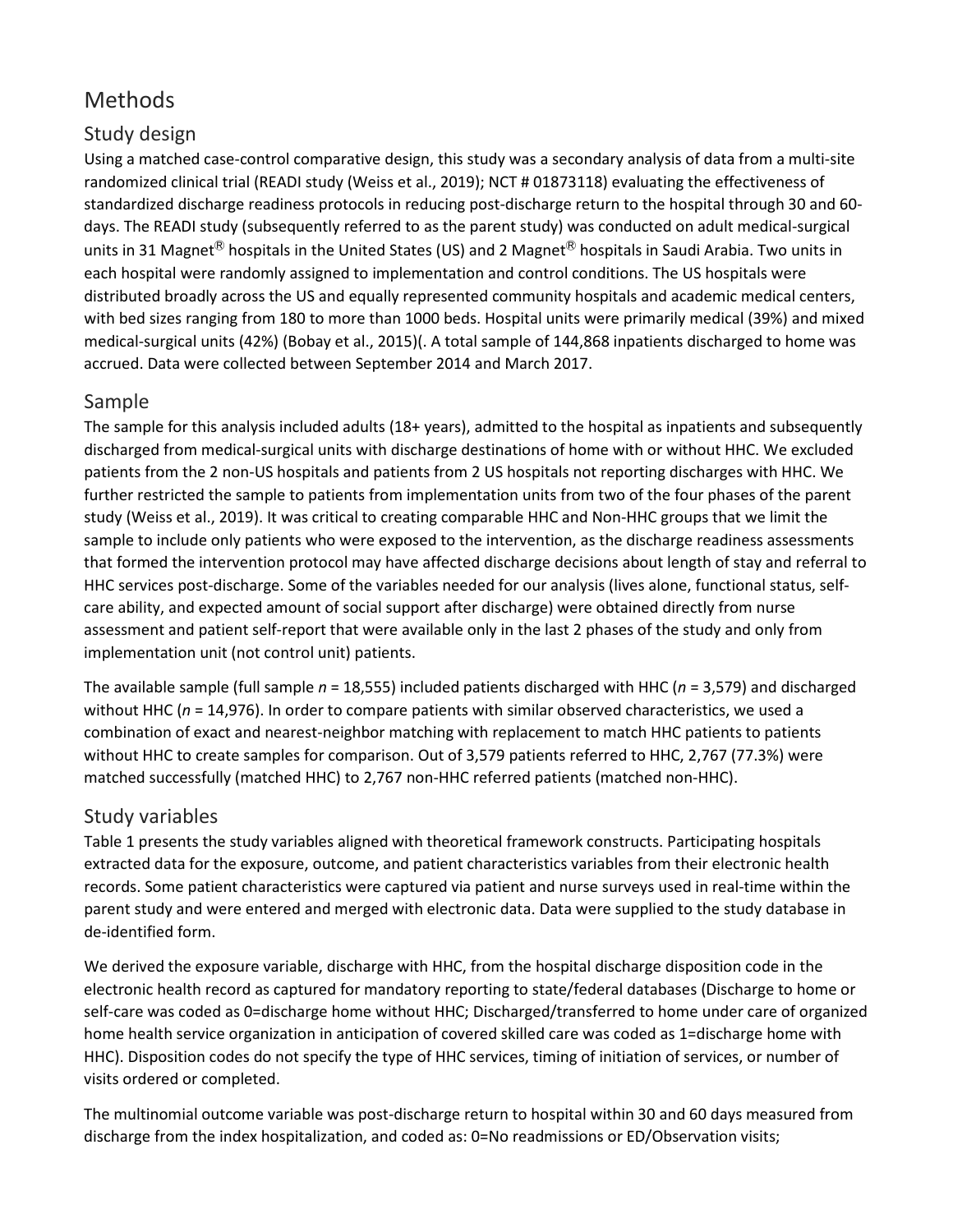# Methods

## Study design

Using a matched case-control comparative design, this study was a secondary analysis of data from a multi-site randomized clinical trial (READI study (Weiss et al., 2019); NCT # 01873118) evaluating the effectiveness of standardized discharge readiness protocols in reducing post-discharge return to the hospital through 30 and 60-days. The READI study (subsequently referred to as the parent study) was conducted on adult medical-surgical units in 31 Magnet® hospitals in the United States (US) and 2 Magnet® hospitals in Saudi Arabia. Two units in each hospital were randomly assigned to implementation and control conditions. The US hospitals were distributed broadly across the US and equally represented community hospitals and academic medical centers, with bed sizes ranging from 180 to more than 1000 beds. Hospital units were primarily medical (39%) and mixed medical-surgical units (42%) (Bobay et al., 2015)(. A total sample of 144,868 inpatients discharged to home was accrued. Data were collected between September 2014 and March 2017.

## Sample

The sample for this analysis included adults (18+ years), admitted to the hospital as inpatients and subsequently discharged from medical-surgical units with discharge destinations of home with or without HHC. We excluded patients from the 2 non-US hospitals and patients from 2 US hospitals not reporting discharges with HHC. We further restricted the sample to patients from implementation units from two of the four phases of the parent study (Weiss et al., 2019). It was critical to creating comparable HHC and Non-HHC groups that we limit the sample to include only patients who were exposed to the intervention, as the discharge readiness assessments that formed the intervention protocol may have affected discharge decisions about length of stay and referral to HHC services post-discharge. Some of the variables needed for our analysis (lives alone, functional status, self-care ability, and expected amount of social support after discharge) were obtained directly from nurse assessment and patient self-report that were available only in the last 2 phases of the study and only from implementation unit (not control unit) patients.

The available sample (full sample *n* = 18,555) included patients discharged with HHC (*n* = 3,579) and discharged without HHC (*n* = 14,976). In order to compare patients with similar observed characteristics, we used a combination of exact and nearest-neighbor matching with replacement to match HHC patients to patients without HHC to create samples for comparison. Out of 3,579 patients referred to HHC, 2,767 (77.3%) were matched successfully (matched HHC) to 2,767 non-HHC referred patients (matched non-HHC).

## Study variables

Table 1 presents the study variables aligned with theoretical framework constructs. Participating hospitals extracted data for the exposure, outcome, and patient characteristics variables from their electronic health records. Some patient characteristics were captured via patient and nurse surveys used in real-time within the parent study and were entered and merged with electronic data. Data were supplied to the study database in de-identified form.

We derived the exposure variable, discharge with HHC, from the hospital discharge disposition code in the electronic health record as captured for mandatory reporting to state/federal databases (Discharge to home or self-care was coded as 0=discharge home without HHC; Discharged/transferred to home under care of organized home health service organization in anticipation of covered skilled care was coded as 1=discharge home with HHC). Disposition codes do not specify the type of HHC services, timing of initiation of services, or number of visits ordered or completed.

The multinomial outcome variable was post-discharge return to hospital within 30 and 60 days measured from discharge from the index hospitalization, and coded as: 0=No readmissions or ED/Observation visits;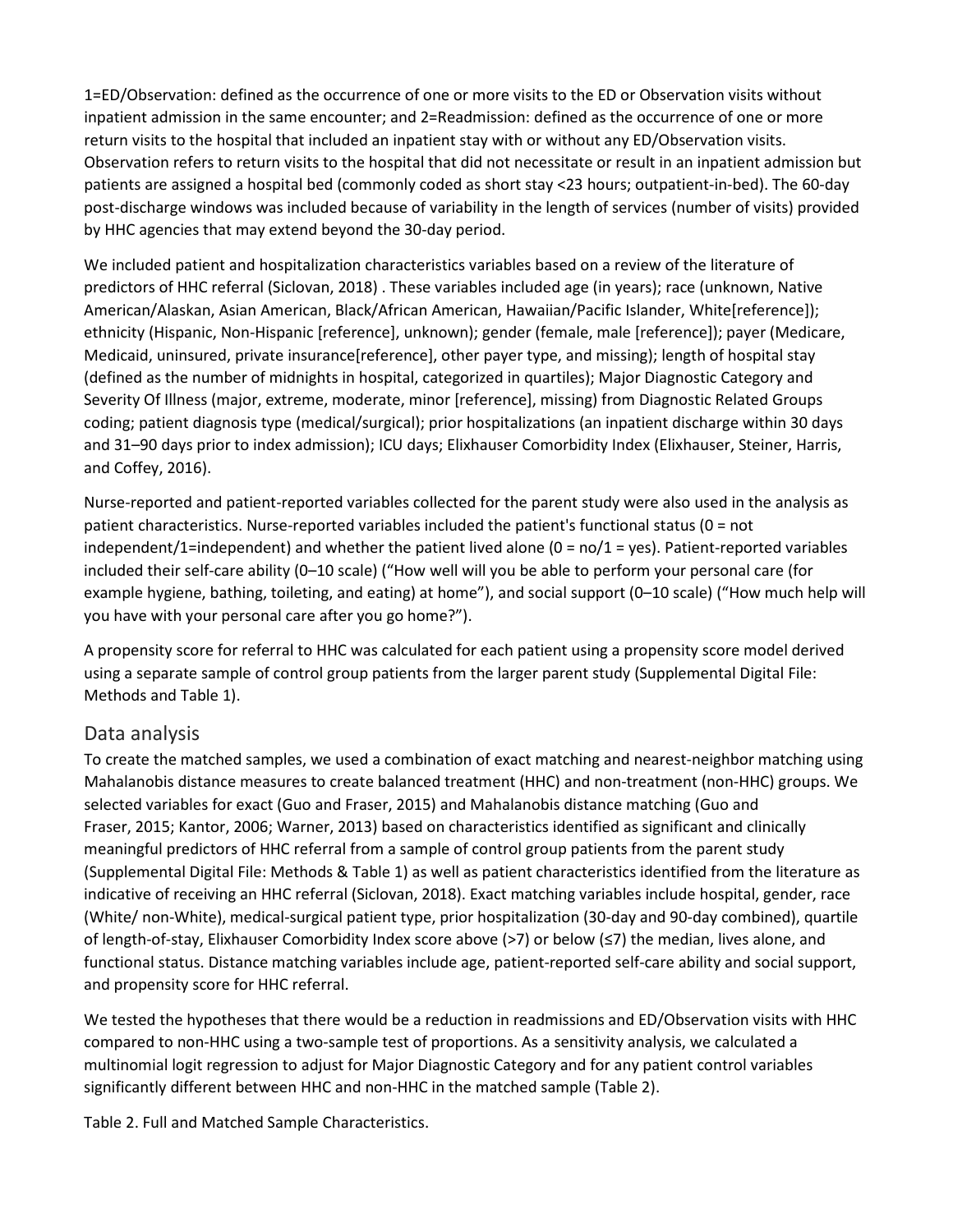1=ED/Observation: defined as the occurrence of one or more visits to the ED or Observation visits without inpatient admission in the same encounter; and 2=Readmission: defined as the occurrence of one or more return visits to the hospital that included an inpatient stay with or without any ED/Observation visits. Observation refers to return visits to the hospital that did not necessitate or result in an inpatient admission but patients are assigned a hospital bed (commonly coded as short stay <23 hours; outpatient-in-bed). The 60-day post-discharge windows was included because of variability in the length of services (number of visits) provided by HHC agencies that may extend beyond the 30-day period.

We included patient and hospitalization characteristics variables based on a review of the literature of predictors of HHC referral (Siclovan, 2018) . These variables included age (in years); race (unknown, Native American/Alaskan, Asian American, Black/African American, Hawaiian/Pacific Islander, White[reference]); ethnicity (Hispanic, Non-Hispanic [reference], unknown); gender (female, male [reference]); payer (Medicare, Medicaid, uninsured, private insurance[reference], other payer type, and missing); length of hospital stay (defined as the number of midnights in hospital, categorized in quartiles); Major Diagnostic Category and Severity Of Illness (major, extreme, moderate, minor [reference], missing) from Diagnostic Related Groups coding; patient diagnosis type (medical/surgical); prior hospitalizations (an inpatient discharge within 30 days and 31–90 days prior to index admission); ICU days; Elixhauser Comorbidity Index (Elixhauser, Steiner, Harris, and Coffey, 2016).

Nurse-reported and patient-reported variables collected for the parent study were also used in the analysis as patient characteristics. Nurse-reported variables included the patient's functional status (0 = not independent/1=independent) and whether the patient lived alone (0 = no/1 = yes). Patient-reported variables included their self-care ability (0–10 scale) ("How well will you be able to perform your personal care (for example hygiene, bathing, toileting, and eating) at home"), and social support (0–10 scale) ("How much help will you have with your personal care after you go home?").

A propensity score for referral to HHC was calculated for each patient using a propensity score model derived using a separate sample of control group patients from the larger parent study (Supplemental Digital File: Methods and Table 1).

## Data analysis

To create the matched samples, we used a combination of exact matching and nearest-neighbor matching using Mahalanobis distance measures to create balanced treatment (HHC) and non-treatment (non-HHC) groups. We selected variables for exact (Guo and Fraser, 2015) and Mahalanobis distance matching (Guo and Fraser, 2015; Kantor, 2006; Warner, 2013) based on characteristics identified as significant and clinically meaningful predictors of HHC referral from a sample of control group patients from the parent study (Supplemental Digital File: Methods & Table 1) as well as patient characteristics identified from the literature as indicative of receiving an HHC referral (Siclovan, 2018). Exact matching variables include hospital, gender, race (White/ non-White), medical-surgical patient type, prior hospitalization (30-day and 90-day combined), quartile of length-of-stay, Elixhauser Comorbidity Index score above (>7) or below (≤7) the median, lives alone, and functional status. Distance matching variables include age, patient-reported self-care ability and social support, and propensity score for HHC referral.

We tested the hypotheses that there would be a reduction in readmissions and ED/Observation visits with HHC compared to non-HHC using a two-sample test of proportions. As a sensitivity analysis, we calculated a multinomial logit regression to adjust for Major Diagnostic Category and for any patient control variables significantly different between HHC and non-HHC in the matched sample (Table 2).

Table 2. Full and Matched Sample Characteristics.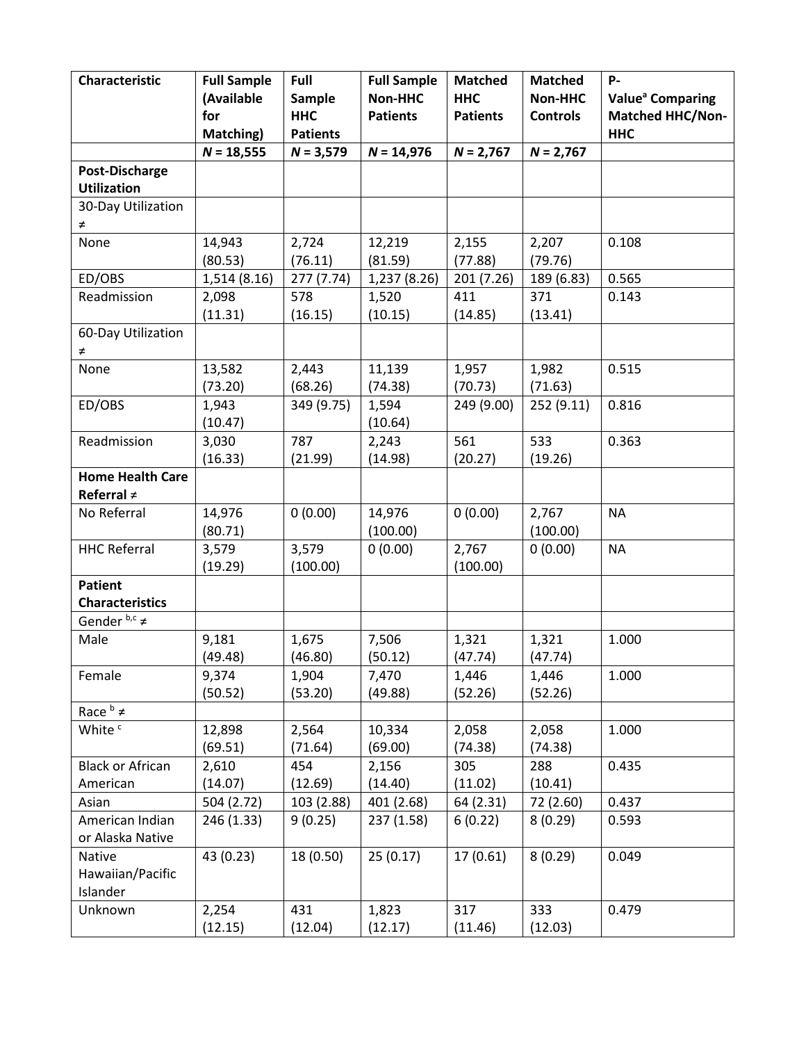| Characteristic | Full Sample (Available for Matching) | Full Sample HHC Patients | Full Sample Non-HHC Patients | Matched HHC Patients | Matched Non-HHC Controls | P-Value[a] Comparing Matched HHC/Non-HHC |
|---|---|---|---|---|---|---|
| | $N = 18,555$ | $N = 3,579$ | $N = 14,976$ | $N = 2,767$ | $N = 2,767$ | |
| **Post-Discharge Utilization** | | | | | | |
| 30-Day Utilization ≠ | | | | | | |
| None | 14,943 (80.53) | 2,724 (76.11) | 12,219 (81.59) | 2,155 (77.88) | 2,207 (79.76) | 0.108 |
| ED/OBS | 1,514 (8.16) | 277 (7.74) | 1,237 (8.26) | 201 (7.26) | 189 (6.83) | 0.565 |
| Readmission | 2,098 (11.31) | 578 (16.15) | 1,520 (10.15) | 411 (14.85) | 371 (13.41) | 0.143 |
| 60-Day Utilization ≠ | | | | | | |
| None | 13,582 (73.20) | 2,443 (68.26) | 11,139 (74.38) | 1,957 (70.73) | 1,982 (71.63) | 0.515 |
| ED/OBS | 1,943 (10.47) | 349 (9.75) | 1,594 (10.64) | 249 (9.00) | 252 (9.11) | 0.816 |
| Readmission | 3,030 (16.33) | 787 (21.99) | 2,243 (14.98) | 561 (20.27) | 533 (19.26) | 0.363 |
| **Home Health Care Referral ≠** | | | | | | |
| No Referral | 14,976 (80.71) | 0 (0.00) | 14,976 (100.00) | 0 (0.00) | 2,767 (100.00) | NA |
| HHC Referral | 3,579 (19.29) | 3,579 (100.00) | 0 (0.00) | 2,767 (100.00) | 0 (0.00) | NA |
| **Patient Characteristics** | | | | | | |
| Gender [b,c] ≠ | | | | | | |
| Male | 9,181 (49.48) | 1,675 (46.80) | 7,506 (50.12) | 1,321 (47.74) | 1,321 (47.74) | 1.000 |
| Female | 9,374 (50.52) | 1,904 (53.20) | 7,470 (49.88) | 1,446 (52.26) | 1,446 (52.26) | 1.000 |
| Race [b] ≠ | | | | | | |
| White [c] | 12,898 (69.51) | 2,564 (71.64) | 10,334 (69.00) | 2,058 (74.38) | 2,058 (74.38) | 1.000 |
| Black or African American | 2,610 (14.07) | 454 (12.69) | 2,156 (14.40) | 305 (11.02) | 288 (10.41) | 0.435 |
| Asian | 504 (2.72) | 103 (2.88) | 401 (2.68) | 64 (2.31) | 72 (2.60) | 0.437 |
| American Indian or Alaska Native | 246 (1.33) | 9 (0.25) | 237 (1.58) | 6 (0.22) | 8 (0.29) | 0.593 |
| Native Hawaiian/Pacific Islander | 43 (0.23) | 18 (0.50) | 25 (0.17) | 17 (0.61) | 8 (0.29) | 0.049 |
| Unknown | 2,254 (12.15) | 431 (12.04) | 1,823 (12.17) | 317 (11.46) | 333 (12.03) | 0.479 |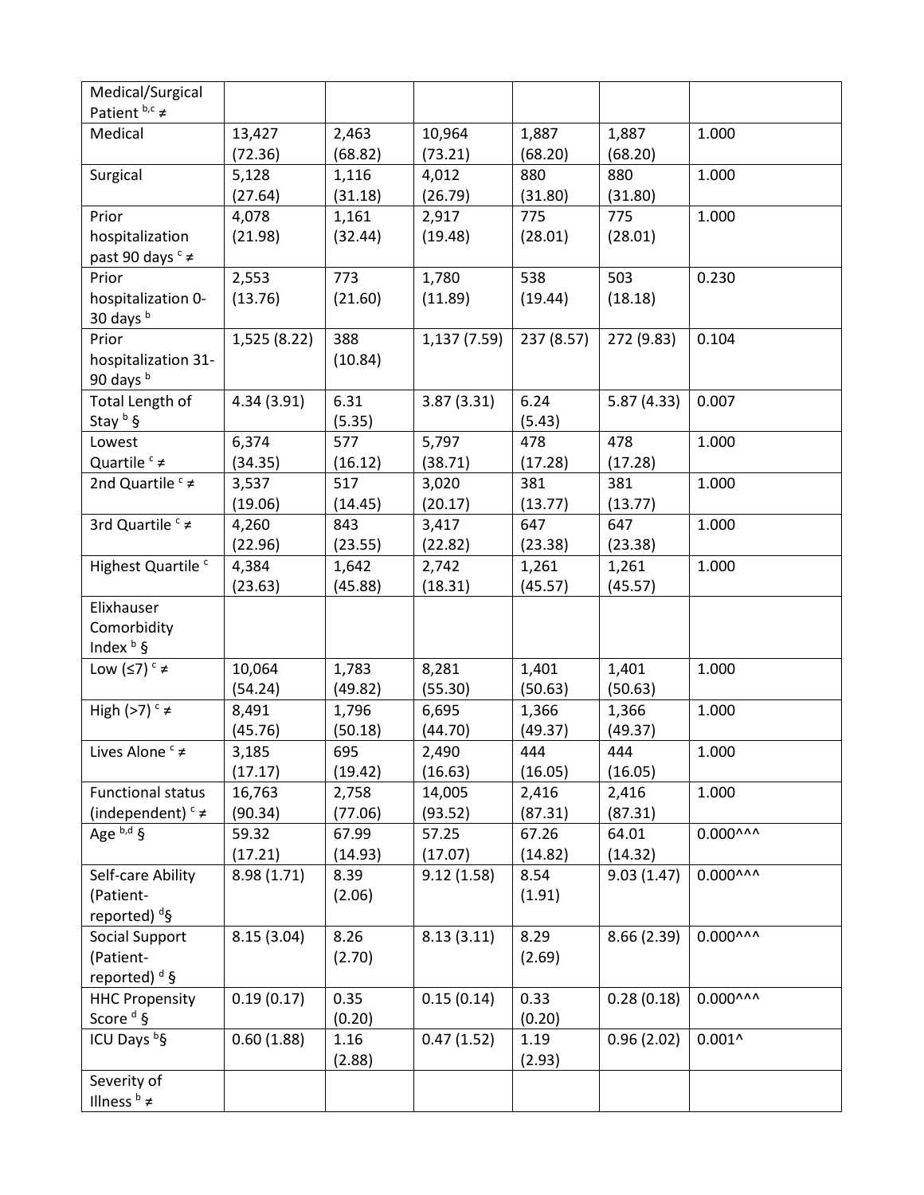| | | | | | | |
|---|---|---|---|---|---|---|
| Medical/Surgical Patient [b,c] ≠ | | | | | | |
| Medical | 13,427 (72.36) | 2,463 (68.82) | 10,964 (73.21) | 1,887 (68.20) | 1,887 (68.20) | 1.000 |
| Surgical | 5,128 (27.64) | 1,116 (31.18) | 4,012 (26.79) | 880 (31.80) | 880 (31.80) | 1.000 |
| Prior hospitalization past 90 days [c] ≠ | 4,078 (21.98) | 1,161 (32.44) | 2,917 (19.48) | 775 (28.01) | 775 (28.01) | 1.000 |
| Prior hospitalization 0-30 days [b] | 2,553 (13.76) | 773 (21.60) | 1,780 (11.89) | 538 (19.44) | 503 (18.18) | 0.230 |
| Prior hospitalization 31-90 days [b] | 1,525 (8.22) | 388 (10.84) | 1,137 (7.59) | 237 (8.57) | 272 (9.83) | 0.104 |
| Total Length of Stay [b] § | 4.34 (3.91) | 6.31 (5.35) | 3.87 (3.31) | 6.24 (5.43) | 5.87 (4.33) | 0.007 |
| Lowest Quartile [c] ≠ | 6,374 (34.35) | 577 (16.12) | 5,797 (38.71) | 478 (17.28) | 478 (17.28) | 1.000 |
| 2nd Quartile [c] ≠ | 3,537 (19.06) | 517 (14.45) | 3,020 (20.17) | 381 (13.77) | 381 (13.77) | 1.000 |
| 3rd Quartile [c] ≠ | 4,260 (22.96) | 843 (23.55) | 3,417 (22.82) | 647 (23.38) | 647 (23.38) | 1.000 |
| Highest Quartile [c] | 4,384 (23.63) | 1,642 (45.88) | 2,742 (18.31) | 1,261 (45.57) | 1,261 (45.57) | 1.000 |
| Elixhauser Comorbidity Index [b] § | | | | | | |
| Low (≤7) [c] ≠ | 10,064 (54.24) | 1,783 (49.82) | 8,281 (55.30) | 1,401 (50.63) | 1,401 (50.63) | 1.000 |
| High (>7) [c] ≠ | 8,491 (45.76) | 1,796 (50.18) | 6,695 (44.70) | 1,366 (49.37) | 1,366 (49.37) | 1.000 |
| Lives Alone [c] ≠ | 3,185 (17.17) | 695 (19.42) | 2,490 (16.63) | 444 (16.05) | 444 (16.05) | 1.000 |
| Functional status (independent) [c] ≠ | 16,763 (90.34) | 2,758 (77.06) | 14,005 (93.52) | 2,416 (87.31) | 2,416 (87.31) | 1.000 |
| Age [b,d] § | 59.32 (17.21) | 67.99 (14.93) | 57.25 (17.07) | 67.26 (14.82) | 64.01 (14.32) | 0.000^^^ |
| Self-care Ability (Patient-reported) [d] § | 8.98 (1.71) | 8.39 (2.06) | 9.12 (1.58) | 8.54 (1.91) | 9.03 (1.47) | 0.000^^^ |
| Social Support (Patient-reported) [d] § | 8.15 (3.04) | 8.26 (2.70) | 8.13 (3.11) | 8.29 (2.69) | 8.66 (2.39) | 0.000^^^ |
| HHC Propensity Score [d] § | 0.19 (0.17) | 0.35 (0.20) | 0.15 (0.14) | 0.33 (0.20) | 0.28 (0.18) | 0.000^^^ |
| ICU Days [b] § | 0.60 (1.88) | 1.16 (2.88) | 0.47 (1.52) | 1.19 (2.93) | 0.96 (2.02) | 0.001^ |
| Severity of Illness [b] ≠ | | | | | | |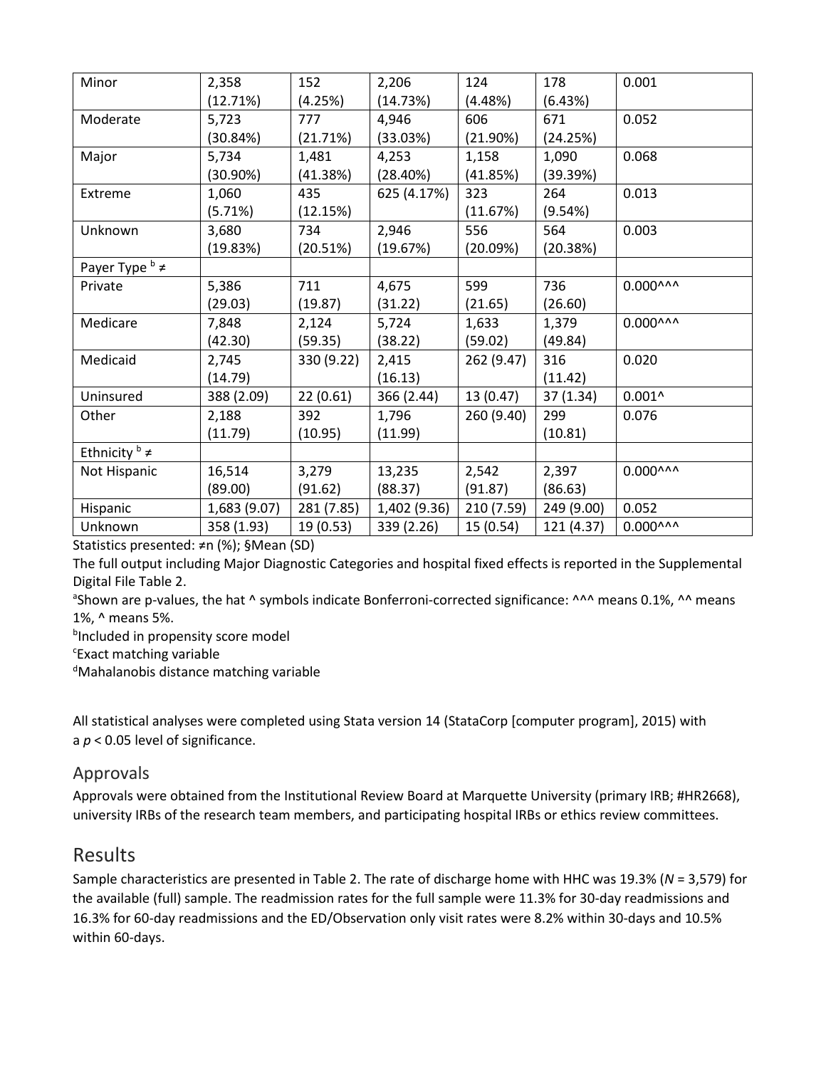| Minor | 2,358 (12.71%) | 152 (4.25%) | 2,206 (14.73%) | 124 (4.48%) | 178 (6.43%) | 0.001 |
|---|---|---|---|---|---|---|
| Moderate | 5,723 (30.84%) | 777 (21.71%) | 4,946 (33.03%) | 606 (21.90%) | 671 (24.25%) | 0.052 |
| Major | 5,734 (30.90%) | 1,481 (41.38%) | 4,253 (28.40%) | 1,158 (41.85%) | 1,090 (39.39%) | 0.068 |
| Extreme | 1,060 (5.71%) | 435 (12.15%) | 625 (4.17%) | 323 (11.67%) | 264 (9.54%) | 0.013 |
| Unknown | 3,680 (19.83%) | 734 (20.51%) | 2,946 (19.67%) | 556 (20.09%) | 564 (20.38%) | 0.003 |
| Payer Type [b] ≠ | | | | | | |
| Private | 5,386 (29.03) | 711 (19.87) | 4,675 (31.22) | 599 (21.65) | 736 (26.60) | 0.000^^^ |
| Medicare | 7,848 (42.30) | 2,124 (59.35) | 5,724 (38.22) | 1,633 (59.02) | 1,379 (49.84) | 0.000^^^ |
| Medicaid | 2,745 (14.79) | 330 (9.22) | 2,415 (16.13) | 262 (9.47) | 316 (11.42) | 0.020 |
| Uninsured | 388 (2.09) | 22 (0.61) | 366 (2.44) | 13 (0.47) | 37 (1.34) | 0.001^ |
| Other | 2,188 (11.79) | 392 (10.95) | 1,796 (11.99) | 260 (9.40) | 299 (10.81) | 0.076 |
| Ethnicity [b] ≠ | | | | | | |
| Not Hispanic | 16,514 (89.00) | 3,279 (91.62) | 13,235 (88.37) | 2,542 (91.87) | 2,397 (86.63) | 0.000^^^ |
| Hispanic | 1,683 (9.07) | 281 (7.85) | 1,402 (9.36) | 210 (7.59) | 249 (9.00) | 0.052 |
| Unknown | 358 (1.93) | 19 (0.53) | 339 (2.26) | 15 (0.54) | 121 (4.37) | 0.000^^^ |

Statistics presented: ≠n (%); §Mean (SD)

The full output including Major Diagnostic Categories and hospital fixed effects is reported in the Supplemental Digital File Table 2.

[a]Shown are p-values, the hat ^ symbols indicate Bonferroni-corrected significance: ^^^ means 0.1%, ^^ means 1%, ^ means 5%.

[b]Included in propensity score model

[c]Exact matching variable

[d]Mahalanobis distance matching variable

All statistical analyses were completed using Stata version 14 (StataCorp [computer program], 2015) with a $p < 0.05$ level of significance.

## Approvals

Approvals were obtained from the Institutional Review Board at Marquette University (primary IRB; #HR2668), university IRBs of the research team members, and participating hospital IRBs or ethics review committees.

## Results

Sample characteristics are presented in Table 2. The rate of discharge home with HHC was 19.3% (*N* = 3,579) for the available (full) sample. The readmission rates for the full sample were 11.3% for 30-day readmissions and 16.3% for 60-day readmissions and the ED/Observation only visit rates were 8.2% within 30-days and 10.5% within 60-days.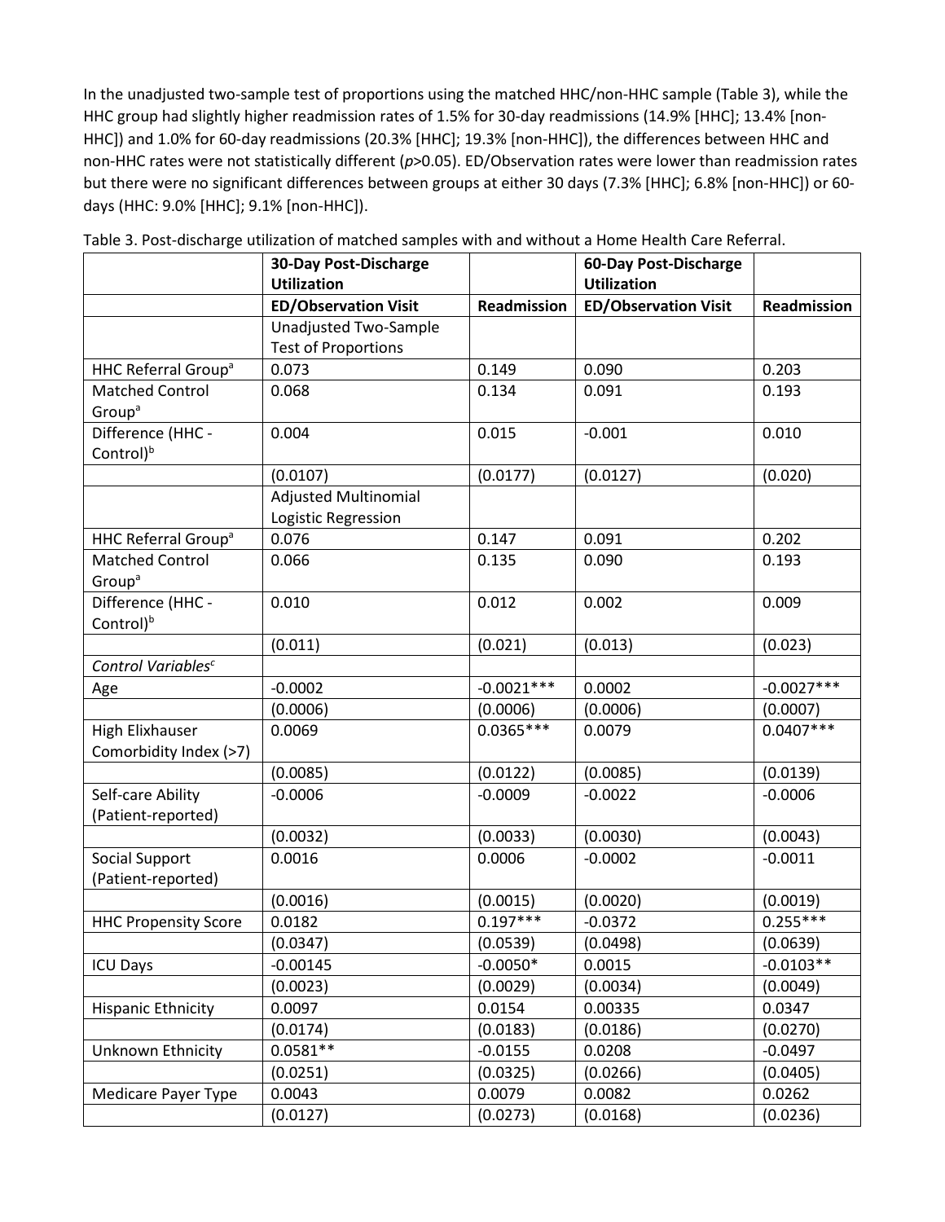In the unadjusted two-sample test of proportions using the matched HHC/non-HHC sample (Table 3), while the HHC group had slightly higher readmission rates of 1.5% for 30-day readmissions (14.9% [HHC]; 13.4% [non-HHC]) and 1.0% for 60-day readmissions (20.3% [HHC]; 19.3% [non-HHC]), the differences between HHC and non-HHC rates were not statistically different (*p*>0.05). ED/Observation rates were lower than readmission rates but there were no significant differences between groups at either 30 days (7.3% [HHC]; 6.8% [non-HHC]) or 60-days (HHC: 9.0% [HHC]; 9.1% [non-HHC]).

Table 3. Post-discharge utilization of matched samples with and without a Home Health Care Referral.

| | **30-Day Post-Discharge Utilization** | | **60-Day Post-Discharge Utilization** | |
|---|---|---|---|---|
| | **ED/Observation Visit** | **Readmission** | **ED/Observation Visit** | **Readmission** |
| | Unadjusted Two-Sample Test of Proportions | | | |
| HHC Referral Group[a] | 0.073 | 0.149 | 0.090 | 0.203 |
| Matched Control Group[a] | 0.068 | 0.134 | 0.091 | 0.193 |
| Difference (HHC - Control)[b] | 0.004 | 0.015 | -0.001 | 0.010 |
| | (0.0107) | (0.0177) | (0.0127) | (0.020) |
| | Adjusted Multinomial Logistic Regression | | | |
| HHC Referral Group[a] | 0.076 | 0.147 | 0.091 | 0.202 |
| Matched Control Group[a] | 0.066 | 0.135 | 0.090 | 0.193 |
| Difference (HHC - Control)[b] | 0.010 | 0.012 | 0.002 | 0.009 |
| | (0.011) | (0.021) | (0.013) | (0.023) |
| *Control Variables*[c] | | | | |
| Age | -0.0002 | -0.0021*** | 0.0002 | -0.0027*** |
| | (0.0006) | (0.0006) | (0.0006) | (0.0007) |
| High Elixhauser Comorbidity Index (>7) | 0.0069 | 0.0365*** | 0.0079 | 0.0407*** |
| | (0.0085) | (0.0122) | (0.0085) | (0.0139) |
| Self-care Ability (Patient-reported) | -0.0006 | -0.0009 | -0.0022 | -0.0006 |
| | (0.0032) | (0.0033) | (0.0030) | (0.0043) |
| Social Support (Patient-reported) | 0.0016 | 0.0006 | -0.0002 | -0.0011 |
| | (0.0016) | (0.0015) | (0.0020) | (0.0019) |
| HHC Propensity Score | 0.0182 | 0.197*** | -0.0372 | 0.255*** |
| | (0.0347) | (0.0539) | (0.0498) | (0.0639) |
| ICU Days | -0.00145 | -0.0050* | 0.0015 | -0.0103** |
| | (0.0023) | (0.0029) | (0.0034) | (0.0049) |
| Hispanic Ethnicity | 0.0097 | 0.0154 | 0.00335 | 0.0347 |
| | (0.0174) | (0.0183) | (0.0186) | (0.0270) |
| Unknown Ethnicity | 0.0581** | -0.0155 | 0.0208 | -0.0497 |
| | (0.0251) | (0.0325) | (0.0266) | (0.0405) |
| Medicare Payer Type | 0.0043 | 0.0079 | 0.0082 | 0.0262 |
| | (0.0127) | (0.0273) | (0.0168) | (0.0236) |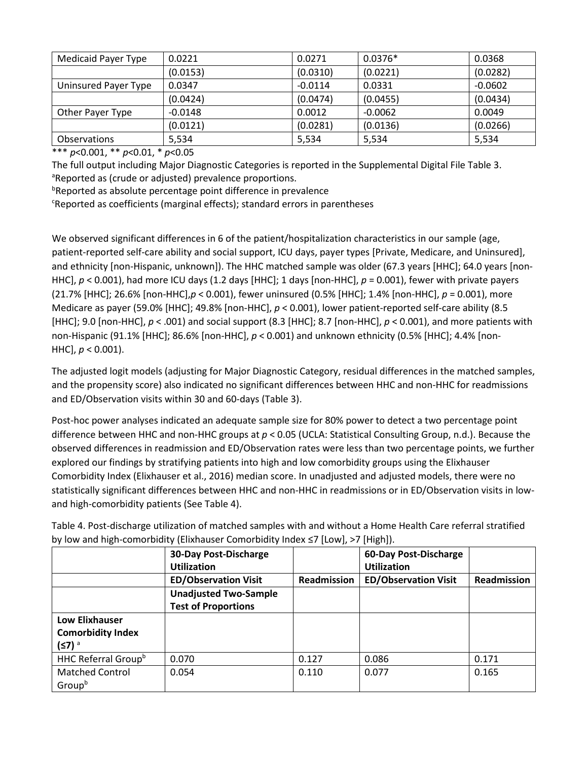| | | | | |
|---|---|---|---|---|
| Medicaid Payer Type | 0.0221 | 0.0271 | 0.0376* | 0.0368 |
| | (0.0153) | (0.0310) | (0.0221) | (0.0282) |
| Uninsured Payer Type | 0.0347 | -0.0114 | 0.0331 | -0.0602 |
| | (0.0424) | (0.0474) | (0.0455) | (0.0434) |
| Other Payer Type | -0.0148 | 0.0012 | -0.0062 | 0.0049 |
| | (0.0121) | (0.0281) | (0.0136) | (0.0266) |
| Observations | 5,534 | 5,534 | 5,534 | 5,534 |

*** $p$<0.001, ** $p$<0.01, * $p$<0.05

The full output including Major Diagnostic Categories is reported in the Supplemental Digital File Table 3.

[a]Reported as (crude or adjusted) prevalence proportions.

[b]Reported as absolute percentage point difference in prevalence

[c]Reported as coefficients (marginal effects); standard errors in parentheses

We observed significant differences in 6 of the patient/hospitalization characteristics in our sample (age, patient-reported self-care ability and social support, ICU days, payer types [Private, Medicare, and Uninsured], and ethnicity [non-Hispanic, unknown]). The HHC matched sample was older (67.3 years [HHC]; 64.0 years [non-HHC], $p$ < 0.001), had more ICU days (1.2 days [HHC]; 1 days [non-HHC], $p$ = 0.001), fewer with private payers (21.7% [HHC]; 26.6% [non-HHC],$p$ < 0.001), fewer uninsured (0.5% [HHC]; 1.4% [non-HHC], $p$ = 0.001), more Medicare as payer (59.0% [HHC]; 49.8% [non-HHC], $p$ < 0.001), lower patient-reported self-care ability (8.5 [HHC]; 9.0 [non-HHC], $p$ < .001) and social support (8.3 [HHC]; 8.7 [non-HHC], $p$ < 0.001), and more patients with non-Hispanic (91.1% [HHC]; 86.6% [non-HHC], $p$ < 0.001) and unknown ethnicity (0.5% [HHC]; 4.4% [non-HHC], $p$ < 0.001).

The adjusted logit models (adjusting for Major Diagnostic Category, residual differences in the matched samples, and the propensity score) also indicated no significant differences between HHC and non-HHC for readmissions and ED/Observation visits within 30 and 60-days (Table 3).

Post-hoc power analyses indicated an adequate sample size for 80% power to detect a two percentage point difference between HHC and non-HHC groups at $p$ < 0.05 (UCLA: Statistical Consulting Group, n.d.). Because the observed differences in readmission and ED/Observation rates were less than two percentage points, we further explored our findings by stratifying patients into high and low comorbidity groups using the Elixhauser Comorbidity Index (Elixhauser et al., 2016) median score. In unadjusted and adjusted models, there were no statistically significant differences between HHC and non-HHC in readmissions or in ED/Observation visits in low- and high-comorbidity patients (See Table 4).

Table 4. Post-discharge utilization of matched samples with and without a Home Health Care referral stratified by low and high-comorbidity (Elixhauser Comorbidity Index ≤7 [Low], >7 [High]).

| | **30-Day Post-Discharge Utilization** | | **60-Day Post-Discharge Utilization** | |
|---|---|---|---|---|
| | **ED/Observation Visit** | **Readmission** | **ED/Observation Visit** | **Readmission** |
| | **Unadjusted Two-Sample Test of Proportions** | | | |
| **Low Elixhauser Comorbidity Index (≤7)** [a] | | | | |
| HHC Referral Group[b] | 0.070 | 0.127 | 0.086 | 0.171 |
| Matched Control Group[b] | 0.054 | 0.110 | 0.077 | 0.165 |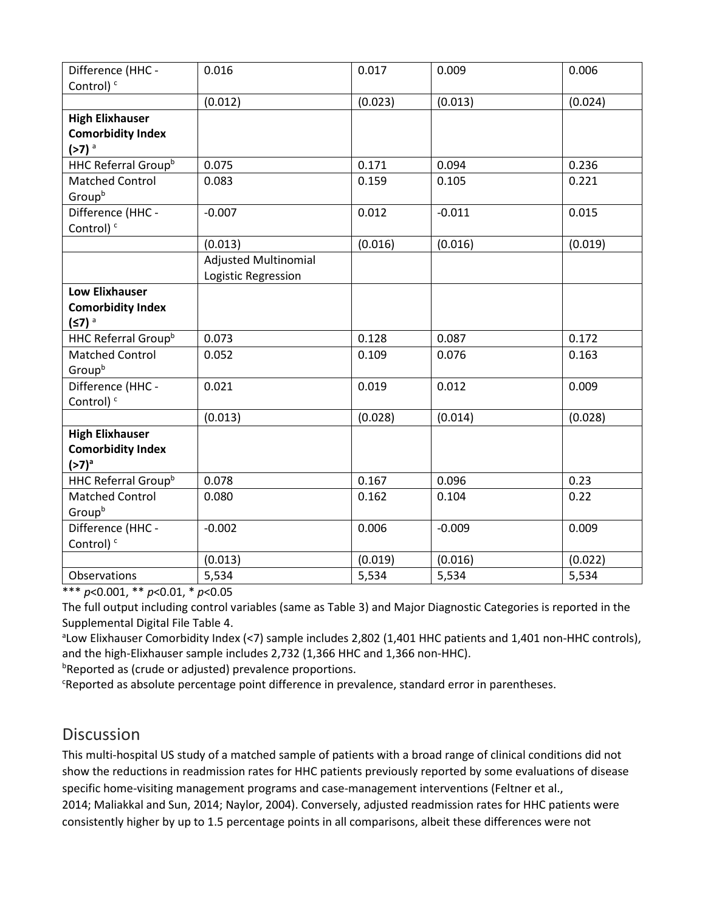| Difference (HHC - Control) [c] | 0.016 | 0.017 | 0.009 | 0.006 |
|---|---|---|---|---|
| | (0.012) | (0.023) | (0.013) | (0.024) |
| **High Elixhauser Comorbidity Index (>7)** [a] | | | | |
| HHC Referral Group[b] | 0.075 | 0.171 | 0.094 | 0.236 |
| Matched Control Group[b] | 0.083 | 0.159 | 0.105 | 0.221 |
| Difference (HHC - Control) [c] | -0.007 | 0.012 | -0.011 | 0.015 |
| | (0.013) | (0.016) | (0.016) | (0.019) |
| | Adjusted Multinomial Logistic Regression | | | |
| **Low Elixhauser Comorbidity Index (≤7)** [a] | | | | |
| HHC Referral Group[b] | 0.073 | 0.128 | 0.087 | 0.172 |
| Matched Control Group[b] | 0.052 | 0.109 | 0.076 | 0.163 |
| Difference (HHC - Control) [c] | 0.021 | 0.019 | 0.012 | 0.009 |
| | (0.013) | (0.028) | (0.014) | (0.028) |
| **High Elixhauser Comorbidity Index (>7)**[a] | | | | |
| HHC Referral Group[b] | 0.078 | 0.167 | 0.096 | 0.23 |
| Matched Control Group[b] | 0.080 | 0.162 | 0.104 | 0.22 |
| Difference (HHC - Control) [c] | -0.002 | 0.006 | -0.009 | 0.009 |
| | (0.013) | (0.019) | (0.016) | (0.022) |
| Observations | 5,534 | 5,534 | 5,534 | 5,534 |

*** $p$<0.001, ** $p$<0.01, * $p$<0.05

The full output including control variables (same as Table 3) and Major Diagnostic Categories is reported in the Supplemental Digital File Table 4.

[a]Low Elixhauser Comorbidity Index (<7) sample includes 2,802 (1,401 HHC patients and 1,401 non-HHC controls), and the high-Elixhauser sample includes 2,732 (1,366 HHC and 1,366 non-HHC).

[b]Reported as (crude or adjusted) prevalence proportions.

[c]Reported as absolute percentage point difference in prevalence, standard error in parentheses.

## Discussion

This multi-hospital US study of a matched sample of patients with a broad range of clinical conditions did not show the reductions in readmission rates for HHC patients previously reported by some evaluations of disease specific home-visiting management programs and case-management interventions (Feltner et al., 2014; Maliakkal and Sun, 2014; Naylor, 2004). Conversely, adjusted readmission rates for HHC patients were consistently higher by up to 1.5 percentage points in all comparisons, albeit these differences were not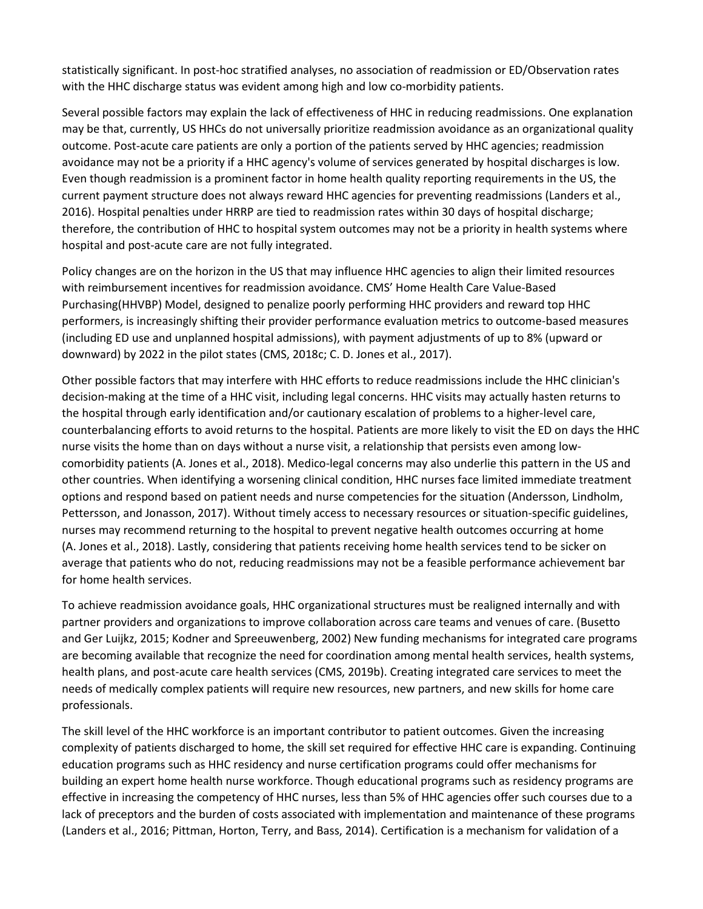statistically significant. In post-hoc stratified analyses, no association of readmission or ED/Observation rates with the HHC discharge status was evident among high and low co-morbidity patients.

Several possible factors may explain the lack of effectiveness of HHC in reducing readmissions. One explanation may be that, currently, US HHCs do not universally prioritize readmission avoidance as an organizational quality outcome. Post-acute care patients are only a portion of the patients served by HHC agencies; readmission avoidance may not be a priority if a HHC agency's volume of services generated by hospital discharges is low. Even though readmission is a prominent factor in home health quality reporting requirements in the US, the current payment structure does not always reward HHC agencies for preventing readmissions (Landers et al., 2016). Hospital penalties under HRRP are tied to readmission rates within 30 days of hospital discharge; therefore, the contribution of HHC to hospital system outcomes may not be a priority in health systems where hospital and post-acute care are not fully integrated.

Policy changes are on the horizon in the US that may influence HHC agencies to align their limited resources with reimbursement incentives for readmission avoidance. CMS' Home Health Care Value-Based Purchasing(HHVBP) Model, designed to penalize poorly performing HHC providers and reward top HHC performers, is increasingly shifting their provider performance evaluation metrics to outcome-based measures (including ED use and unplanned hospital admissions), with payment adjustments of up to 8% (upward or downward) by 2022 in the pilot states (CMS, 2018c; C. D. Jones et al., 2017).

Other possible factors that may interfere with HHC efforts to reduce readmissions include the HHC clinician's decision-making at the time of a HHC visit, including legal concerns. HHC visits may actually hasten returns to the hospital through early identification and/or cautionary escalation of problems to a higher-level care, counterbalancing efforts to avoid returns to the hospital. Patients are more likely to visit the ED on days the HHC nurse visits the home than on days without a nurse visit, a relationship that persists even among low-comorbidity patients (A. Jones et al., 2018). Medico-legal concerns may also underlie this pattern in the US and other countries. When identifying a worsening clinical condition, HHC nurses face limited immediate treatment options and respond based on patient needs and nurse competencies for the situation (Andersson, Lindholm, Pettersson, and Jonasson, 2017). Without timely access to necessary resources or situation-specific guidelines, nurses may recommend returning to the hospital to prevent negative health outcomes occurring at home (A. Jones et al., 2018). Lastly, considering that patients receiving home health services tend to be sicker on average that patients who do not, reducing readmissions may not be a feasible performance achievement bar for home health services.

To achieve readmission avoidance goals, HHC organizational structures must be realigned internally and with partner providers and organizations to improve collaboration across care teams and venues of care. (Busetto and Ger Luijkz, 2015; Kodner and Spreeuwenberg, 2002) New funding mechanisms for integrated care programs are becoming available that recognize the need for coordination among mental health services, health systems, health plans, and post-acute care health services (CMS, 2019b). Creating integrated care services to meet the needs of medically complex patients will require new resources, new partners, and new skills for home care professionals.

The skill level of the HHC workforce is an important contributor to patient outcomes. Given the increasing complexity of patients discharged to home, the skill set required for effective HHC care is expanding. Continuing education programs such as HHC residency and nurse certification programs could offer mechanisms for building an expert home health nurse workforce. Though educational programs such as residency programs are effective in increasing the competency of HHC nurses, less than 5% of HHC agencies offer such courses due to a lack of preceptors and the burden of costs associated with implementation and maintenance of these programs (Landers et al., 2016; Pittman, Horton, Terry, and Bass, 2014). Certification is a mechanism for validation of a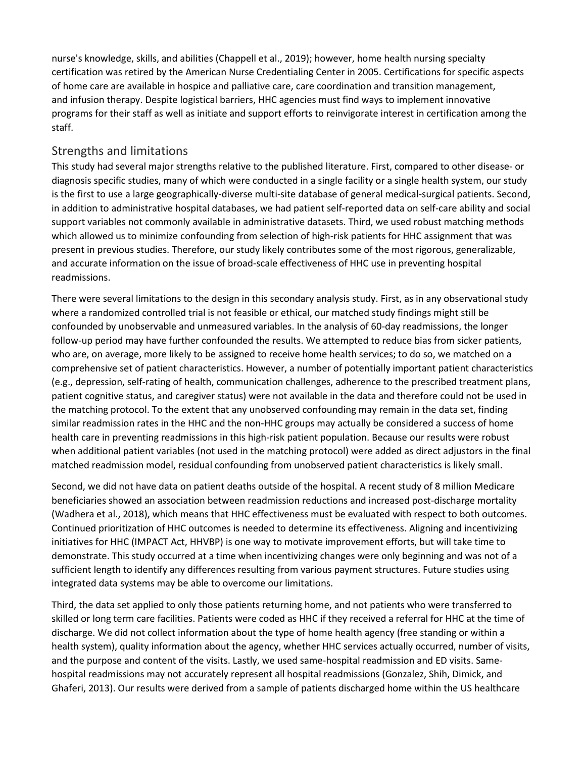nurse's knowledge, skills, and abilities (Chappell et al., 2019); however, home health nursing specialty certification was retired by the American Nurse Credentialing Center in 2005. Certifications for specific aspects of home care are available in hospice and palliative care, care coordination and transition management, and infusion therapy. Despite logistical barriers, HHC agencies must find ways to implement innovative programs for their staff as well as initiate and support efforts to reinvigorate interest in certification among the staff.

## Strengths and limitations

This study had several major strengths relative to the published literature. First, compared to other disease- or diagnosis specific studies, many of which were conducted in a single facility or a single health system, our study is the first to use a large geographically-diverse multi-site database of general medical-surgical patients. Second, in addition to administrative hospital databases, we had patient self-reported data on self-care ability and social support variables not commonly available in administrative datasets. Third, we used robust matching methods which allowed us to minimize confounding from selection of high-risk patients for HHC assignment that was present in previous studies. Therefore, our study likely contributes some of the most rigorous, generalizable, and accurate information on the issue of broad-scale effectiveness of HHC use in preventing hospital readmissions.

There were several limitations to the design in this secondary analysis study. First, as in any observational study where a randomized controlled trial is not feasible or ethical, our matched study findings might still be confounded by unobservable and unmeasured variables. In the analysis of 60-day readmissions, the longer follow-up period may have further confounded the results. We attempted to reduce bias from sicker patients, who are, on average, more likely to be assigned to receive home health services; to do so, we matched on a comprehensive set of patient characteristics. However, a number of potentially important patient characteristics (e.g., depression, self-rating of health, communication challenges, adherence to the prescribed treatment plans, patient cognitive status, and caregiver status) were not available in the data and therefore could not be used in the matching protocol. To the extent that any unobserved confounding may remain in the data set, finding similar readmission rates in the HHC and the non-HHC groups may actually be considered a success of home health care in preventing readmissions in this high-risk patient population. Because our results were robust when additional patient variables (not used in the matching protocol) were added as direct adjustors in the final matched readmission model, residual confounding from unobserved patient characteristics is likely small.

Second, we did not have data on patient deaths outside of the hospital. A recent study of 8 million Medicare beneficiaries showed an association between readmission reductions and increased post-discharge mortality (Wadhera et al., 2018), which means that HHC effectiveness must be evaluated with respect to both outcomes. Continued prioritization of HHC outcomes is needed to determine its effectiveness. Aligning and incentivizing initiatives for HHC (IMPACT Act, HHVBP) is one way to motivate improvement efforts, but will take time to demonstrate. This study occurred at a time when incentivizing changes were only beginning and was not of a sufficient length to identify any differences resulting from various payment structures. Future studies using integrated data systems may be able to overcome our limitations.

Third, the data set applied to only those patients returning home, and not patients who were transferred to skilled or long term care facilities. Patients were coded as HHC if they received a referral for HHC at the time of discharge. We did not collect information about the type of home health agency (free standing or within a health system), quality information about the agency, whether HHC services actually occurred, number of visits, and the purpose and content of the visits. Lastly, we used same-hospital readmission and ED visits. Same-hospital readmissions may not accurately represent all hospital readmissions (Gonzalez, Shih, Dimick, and Ghaferi, 2013). Our results were derived from a sample of patients discharged home within the US healthcare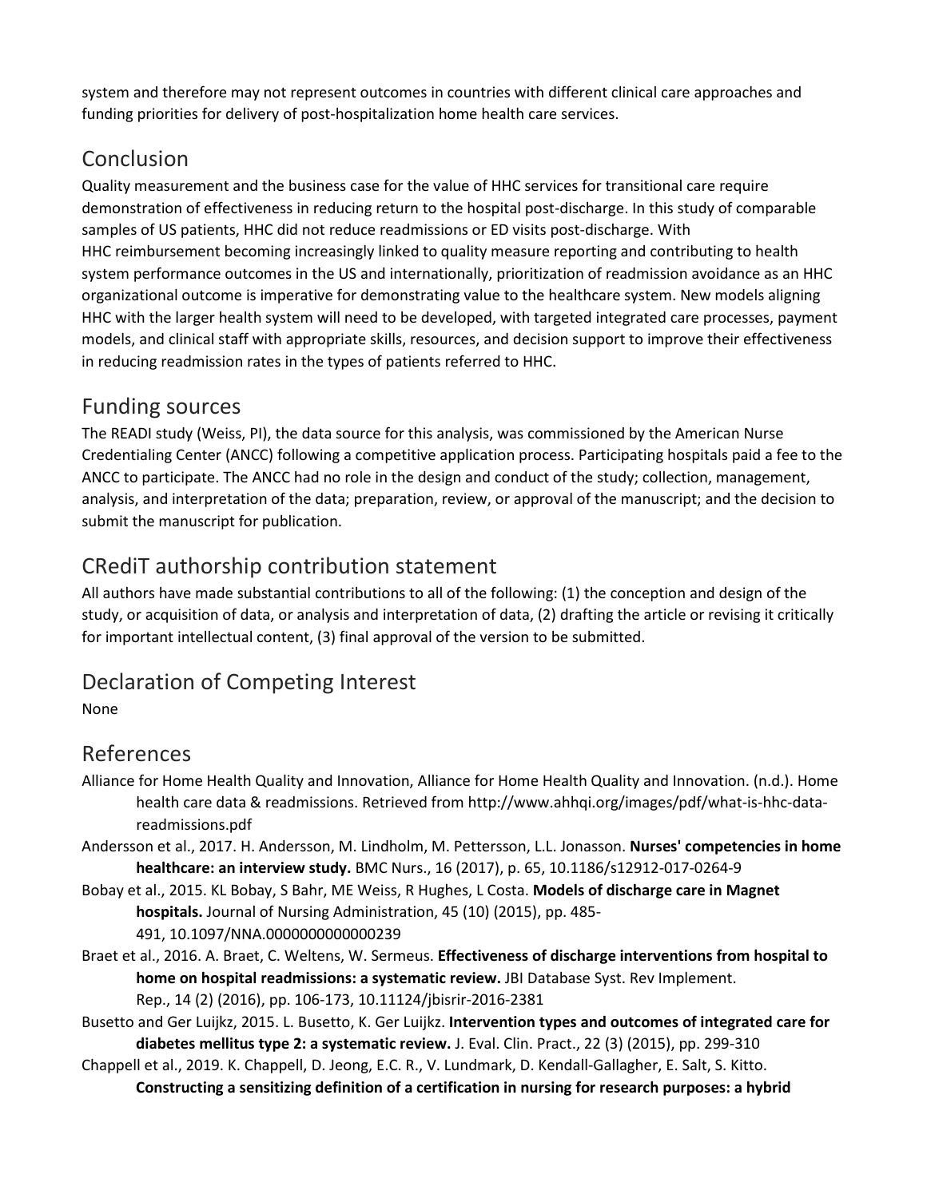system and therefore may not represent outcomes in countries with different clinical care approaches and funding priorities for delivery of post-hospitalization home health care services.

## Conclusion

Quality measurement and the business case for the value of HHC services for transitional care require demonstration of effectiveness in reducing return to the hospital post-discharge. In this study of comparable samples of US patients, HHC did not reduce readmissions or ED visits post-discharge. With HHC reimbursement becoming increasingly linked to quality measure reporting and contributing to health system performance outcomes in the US and internationally, prioritization of readmission avoidance as an HHC organizational outcome is imperative for demonstrating value to the healthcare system. New models aligning HHC with the larger health system will need to be developed, with targeted integrated care processes, payment models, and clinical staff with appropriate skills, resources, and decision support to improve their effectiveness in reducing readmission rates in the types of patients referred to HHC.

## Funding sources

The READI study (Weiss, PI), the data source for this analysis, was commissioned by the American Nurse Credentialing Center (ANCC) following a competitive application process. Participating hospitals paid a fee to the ANCC to participate. The ANCC had no role in the design and conduct of the study; collection, management, analysis, and interpretation of the data; preparation, review, or approval of the manuscript; and the decision to submit the manuscript for publication.

## CRediT authorship contribution statement

All authors have made substantial contributions to all of the following: (1) the conception and design of the study, or acquisition of data, or analysis and interpretation of data, (2) drafting the article or revising it critically for important intellectual content, (3) final approval of the version to be submitted.

## Declaration of Competing Interest

None

## References

Alliance for Home Health Quality and Innovation, Alliance for Home Health Quality and Innovation. (n.d.). Home health care data & readmissions. Retrieved from http://www.ahhqi.org/images/pdf/what-is-hhc-data-readmissions.pdf

Andersson et al., 2017. H. Andersson, M. Lindholm, M. Pettersson, L.L. Jonasson. **Nurses' competencies in home healthcare: an interview study.** BMC Nurs., 16 (2017), p. 65, 10.1186/s12912-017-0264-9

Bobay et al., 2015. KL Bobay, S Bahr, ME Weiss, R Hughes, L Costa. **Models of discharge care in Magnet hospitals.** Journal of Nursing Administration, 45 (10) (2015), pp. 485-491, 10.1097/NNA.0000000000000239

Braet et al., 2016. A. Braet, C. Weltens, W. Sermeus. **Effectiveness of discharge interventions from hospital to home on hospital readmissions: a systematic review.** JBI Database Syst. Rev Implement. Rep., 14 (2) (2016), pp. 106-173, 10.11124/jbisrir-2016-2381

Busetto and Ger Luijkz, 2015. L. Busetto, K. Ger Luijkz. **Intervention types and outcomes of integrated care for diabetes mellitus type 2: a systematic review.** J. Eval. Clin. Pract., 22 (3) (2015), pp. 299-310

Chappell et al., 2019. K. Chappell, D. Jeong, E.C. R., V. Lundmark, D. Kendall-Gallagher, E. Salt, S. Kitto. **Constructing a sensitizing definition of a certification in nursing for research purposes: a hybrid**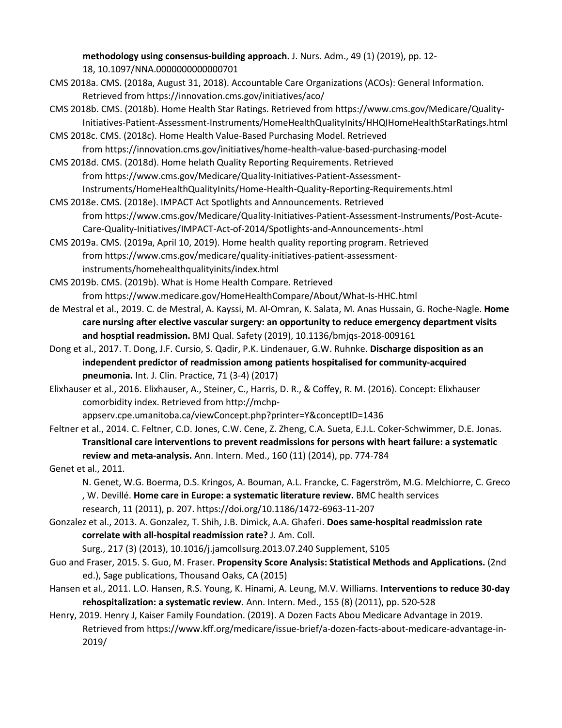**methodology using consensus-building approach.** J. Nurs. Adm., 49 (1) (2019), pp. 12-18, 10.1097/NNA.0000000000000701

CMS 2018a. CMS. (2018a, August 31, 2018). Accountable Care Organizations (ACOs): General Information. Retrieved from https://innovation.cms.gov/initiatives/aco/

CMS 2018b. CMS. (2018b). Home Health Star Ratings. Retrieved from https://www.cms.gov/Medicare/Quality-Initiatives-Patient-Assessment-Instruments/HomeHealthQualityInits/HHQIHomeHealthStarRatings.html

CMS 2018c. CMS. (2018c). Home Health Value-Based Purchasing Model. Retrieved from https://innovation.cms.gov/initiatives/home-health-value-based-purchasing-model

CMS 2018d. CMS. (2018d). Home helath Quality Reporting Requirements. Retrieved from https://www.cms.gov/Medicare/Quality-Initiatives-Patient-Assessment-Instruments/HomeHealthQualityInits/Home-Health-Quality-Reporting-Requirements.html

CMS 2018e. CMS. (2018e). IMPACT Act Spotlights and Announcements. Retrieved from https://www.cms.gov/Medicare/Quality-Initiatives-Patient-Assessment-Instruments/Post-Acute-Care-Quality-Initiatives/IMPACT-Act-of-2014/Spotlights-and-Announcements-.html

CMS 2019a. CMS. (2019a, April 10, 2019). Home health quality reporting program. Retrieved from https://www.cms.gov/medicare/quality-initiatives-patient-assessment-instruments/homehealthqualityinits/index.html

CMS 2019b. CMS. (2019b). What is Home Health Compare. Retrieved from https://www.medicare.gov/HomeHealthCompare/About/What-Is-HHC.html

de Mestral et al., 2019. C. de Mestral, A. Kayssi, M. Al-Omran, K. Salata, M. Anas Hussain, G. Roche-Nagle. **Home care nursing after elective vascular surgery: an opportunity to reduce emergency department visits and hosptial readmission.** BMJ Qual. Safety (2019), 10.1136/bmjqs-2018-009161

Dong et al., 2017. T. Dong, J.F. Cursio, S. Qadir, P.K. Lindenauer, G.W. Ruhnke. **Discharge disposition as an independent predictor of readmission among patients hospitalised for community-acquired pneumonia.** Int. J. Clin. Practice, 71 (3-4) (2017)

Elixhauser et al., 2016. Elixhauser, A., Steiner, C., Harris, D. R., & Coffey, R. M. (2016). Concept: Elixhauser comorbidity index. Retrieved from http://mchp-appserv.cpe.umanitoba.ca/viewConcept.php?printer=Y&conceptID=1436

Feltner et al., 2014. C. Feltner, C.D. Jones, C.W. Cene, Z. Zheng, C.A. Sueta, E.J.L. Coker-Schwimmer, D.E. Jonas. **Transitional care interventions to prevent readmissions for persons with heart failure: a systematic review and meta-analysis.** Ann. Intern. Med., 160 (11) (2014), pp. 774-784

Genet et al., 2011. N. Genet, W.G. Boerma, D.S. Kringos, A. Bouman, A.L. Francke, C. Fagerström, M.G. Melchiorre, C. Greco, W. Devillé. **Home care in Europe: a systematic literature review.** BMC health services research, 11 (2011), p. 207. https://doi.org/10.1186/1472-6963-11-207

Gonzalez et al., 2013. A. Gonzalez, T. Shih, J.B. Dimick, A.A. Ghaferi. **Does same-hospital readmission rate correlate with all-hospital readmission rate?** J. Am. Coll. Surg., 217 (3) (2013), 10.1016/j.jamcollsurg.2013.07.240 Supplement, S105

Guo and Fraser, 2015. S. Guo, M. Fraser. **Propensity Score Analysis: Statistical Methods and Applications.** (2nd ed.), Sage publications, Thousand Oaks, CA (2015)

Hansen et al., 2011. L.O. Hansen, R.S. Young, K. Hinami, A. Leung, M.V. Williams. **Interventions to reduce 30-day rehospitalization: a systematic review.** Ann. Intern. Med., 155 (8) (2011), pp. 520-528

Henry, 2019. Henry J, Kaiser Family Foundation. (2019). A Dozen Facts Abou Medicare Advantage in 2019. Retrieved from https://www.kff.org/medicare/issue-brief/a-dozen-facts-about-medicare-advantage-in-2019/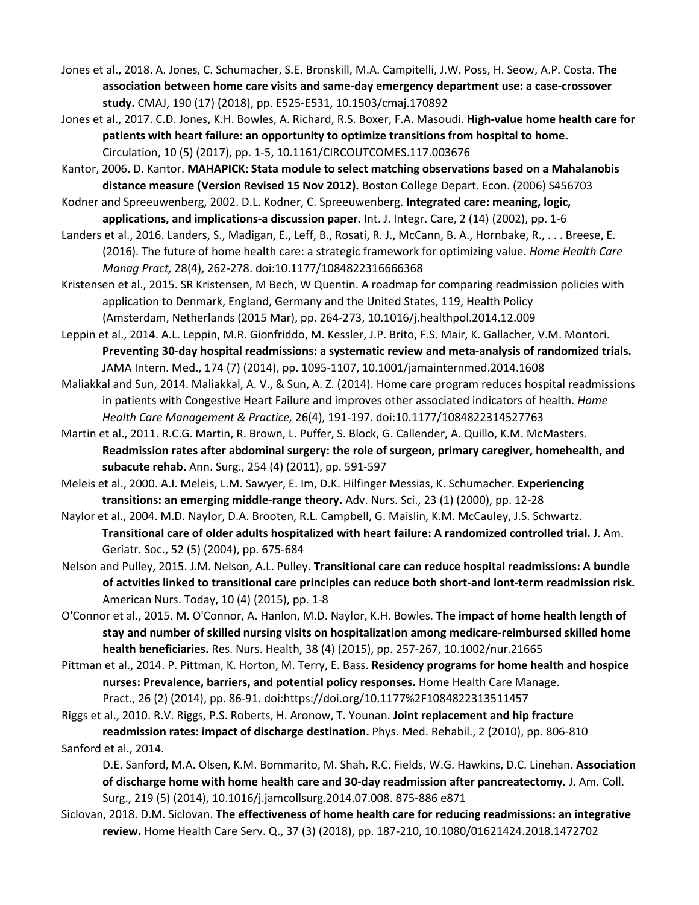Jones et al., 2018. A. Jones, C. Schumacher, S.E. Bronskill, M.A. Campitelli, J.W. Poss, H. Seow, A.P. Costa. **The association between home care visits and same-day emergency department use: a case-crossover study.** CMAJ, 190 (17) (2018), pp. E525-E531, 10.1503/cmaj.170892

Jones et al., 2017. C.D. Jones, K.H. Bowles, A. Richard, R.S. Boxer, F.A. Masoudi. **High-value home health care for patients with heart failure: an opportunity to optimize transitions from hospital to home.** Circulation, 10 (5) (2017), pp. 1-5, 10.1161/CIRCOUTCOMES.117.003676

Kantor, 2006. D. Kantor. **MAHAPICK: Stata module to select matching observations based on a Mahalanobis distance measure (Version Revised 15 Nov 2012).** Boston College Depart. Econ. (2006) S456703

Kodner and Spreeuwenberg, 2002. D.L. Kodner, C. Spreeuwenberg. **Integrated care: meaning, logic, applications, and implications-a discussion paper.** Int. J. Integr. Care, 2 (14) (2002), pp. 1-6

Landers et al., 2016. Landers, S., Madigan, E., Leff, B., Rosati, R. J., McCann, B. A., Hornbake, R., . . . Breese, E. (2016). The future of home health care: a strategic framework for optimizing value. *Home Health Care Manag Pract,* 28(4), 262-278. doi:10.1177/1084822316666368

Kristensen et al., 2015. SR Kristensen, M Bech, W Quentin. A roadmap for comparing readmission policies with application to Denmark, England, Germany and the United States, 119, Health Policy (Amsterdam, Netherlands (2015 Mar), pp. 264-273, 10.1016/j.healthpol.2014.12.009

Leppin et al., 2014. A.L. Leppin, M.R. Gionfriddo, M. Kessler, J.P. Brito, F.S. Mair, K. Gallacher, V.M. Montori. **Preventing 30-day hospital readmissions: a systematic review and meta-analysis of randomized trials.** JAMA Intern. Med., 174 (7) (2014), pp. 1095-1107, 10.1001/jamainternmed.2014.1608

Maliakkal and Sun, 2014. Maliakkal, A. V., & Sun, A. Z. (2014). Home care program reduces hospital readmissions in patients with Congestive Heart Failure and improves other associated indicators of health. *Home Health Care Management & Practice,* 26(4), 191-197. doi:10.1177/1084822314527763

Martin et al., 2011. R.C.G. Martin, R. Brown, L. Puffer, S. Block, G. Callender, A. Quillo, K.M. McMasters. **Readmission rates after abdominal surgery: the role of surgeon, primary caregiver, homehealth, and subacute rehab.** Ann. Surg., 254 (4) (2011), pp. 591-597

Meleis et al., 2000. A.I. Meleis, L.M. Sawyer, E. Im, D.K. Hilfinger Messias, K. Schumacher. **Experiencing transitions: an emerging middle-range theory.** Adv. Nurs. Sci., 23 (1) (2000), pp. 12-28

Naylor et al., 2004. M.D. Naylor, D.A. Brooten, R.L. Campbell, G. Maislin, K.M. McCauley, J.S. Schwartz. **Transitional care of older adults hospitalized with heart failure: A randomized controlled trial.** J. Am. Geriatr. Soc., 52 (5) (2004), pp. 675-684

Nelson and Pulley, 2015. J.M. Nelson, A.L. Pulley. **Transitional care can reduce hospital readmissions: A bundle of actvities linked to transitional care principles can reduce both short-and lont-term readmission risk.** American Nurs. Today, 10 (4) (2015), pp. 1-8

O'Connor et al., 2015. M. O'Connor, A. Hanlon, M.D. Naylor, K.H. Bowles. **The impact of home health length of stay and number of skilled nursing visits on hospitalization among medicare-reimbursed skilled home health beneficiaries.** Res. Nurs. Health, 38 (4) (2015), pp. 257-267, 10.1002/nur.21665

Pittman et al., 2014. P. Pittman, K. Horton, M. Terry, E. Bass. **Residency programs for home health and hospice nurses: Prevalence, barriers, and potential policy responses.** Home Health Care Manage. Pract., 26 (2) (2014), pp. 86-91. doi:https://doi.org/10.1177%2F1084822313511457

Riggs et al., 2010. R.V. Riggs, P.S. Roberts, H. Aronow, T. Younan. **Joint replacement and hip fracture readmission rates: impact of discharge destination.** Phys. Med. Rehabil., 2 (2010), pp. 806-810

Sanford et al., 2014. D.E. Sanford, M.A. Olsen, K.M. Bommarito, M. Shah, R.C. Fields, W.G. Hawkins, D.C. Linehan. **Association of discharge home with home health care and 30-day readmission after pancreatectomy.** J. Am. Coll. Surg., 219 (5) (2014), 10.1016/j.jamcollsurg.2014.07.008. 875-886 e871

Siclovan, 2018. D.M. Siclovan. **The effectiveness of home health care for reducing readmissions: an integrative review.** Home Health Care Serv. Q., 37 (3) (2018), pp. 187-210, 10.1080/01621424.2018.1472702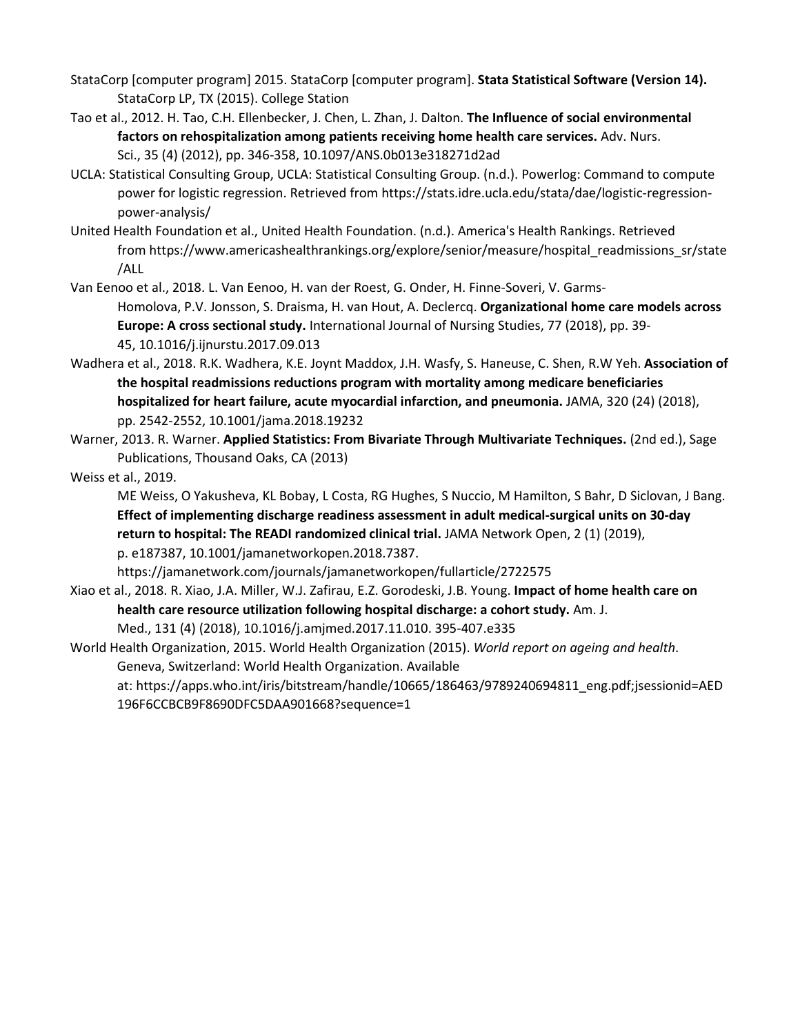StataCorp [computer program] 2015. StataCorp [computer program]. **Stata Statistical Software (Version 14).** StataCorp LP, TX (2015). College Station

Tao et al., 2012. H. Tao, C.H. Ellenbecker, J. Chen, L. Zhan, J. Dalton. **The Influence of social environmental factors on rehospitalization among patients receiving home health care services.** Adv. Nurs. Sci., 35 (4) (2012), pp. 346-358, 10.1097/ANS.0b013e318271d2ad

UCLA: Statistical Consulting Group, UCLA: Statistical Consulting Group. (n.d.). Powerlog: Command to compute power for logistic regression. Retrieved from https://stats.idre.ucla.edu/stata/dae/logistic-regression-power-analysis/

United Health Foundation et al., United Health Foundation. (n.d.). America's Health Rankings. Retrieved from https://www.americashealthrankings.org/explore/senior/measure/hospital_readmissions_sr/state/ALL

Van Eenoo et al., 2018. L. Van Eenoo, H. van der Roest, G. Onder, H. Finne-Soveri, V. Garms-Homolova, P.V. Jonsson, S. Draisma, H. van Hout, A. Declercq. **Organizational home care models across Europe: A cross sectional study.** International Journal of Nursing Studies, 77 (2018), pp. 39-45, 10.1016/j.ijnurstu.2017.09.013

Wadhera et al., 2018. R.K. Wadhera, K.E. Joynt Maddox, J.H. Wasfy, S. Haneuse, C. Shen, R.W Yeh. **Association of the hospital readmissions reductions program with mortality among medicare beneficiaries hospitalized for heart failure, acute myocardial infarction, and pneumonia.** JAMA, 320 (24) (2018), pp. 2542-2552, 10.1001/jama.2018.19232

Warner, 2013. R. Warner. **Applied Statistics: From Bivariate Through Multivariate Techniques.** (2nd ed.), Sage Publications, Thousand Oaks, CA (2013)

Weiss et al., 2019.
ME Weiss, O Yakusheva, KL Bobay, L Costa, RG Hughes, S Nuccio, M Hamilton, S Bahr, D Siclovan, J Bang. **Effect of implementing discharge readiness assessment in adult medical-surgical units on 30-day return to hospital: The READI randomized clinical trial.** JAMA Network Open, 2 (1) (2019), p. e187387, 10.1001/jamanetworkopen.2018.7387.
https://jamanetwork.com/journals/jamanetworkopen/fullarticle/2722575

Xiao et al., 2018. R. Xiao, J.A. Miller, W.J. Zafirau, E.Z. Gorodeski, J.B. Young. **Impact of home health care on health care resource utilization following hospital discharge: a cohort study.** Am. J. Med., 131 (4) (2018), 10.1016/j.amjmed.2017.11.010. 395-407.e335

World Health Organization, 2015. World Health Organization (2015). *World report on ageing and health*. Geneva, Switzerland: World Health Organization. Available at: https://apps.who.int/iris/bitstream/handle/10665/186463/9789240694811_eng.pdf;jsessionid=AED196F6CCBCB9F8690DFC5DAA901668?sequence=1